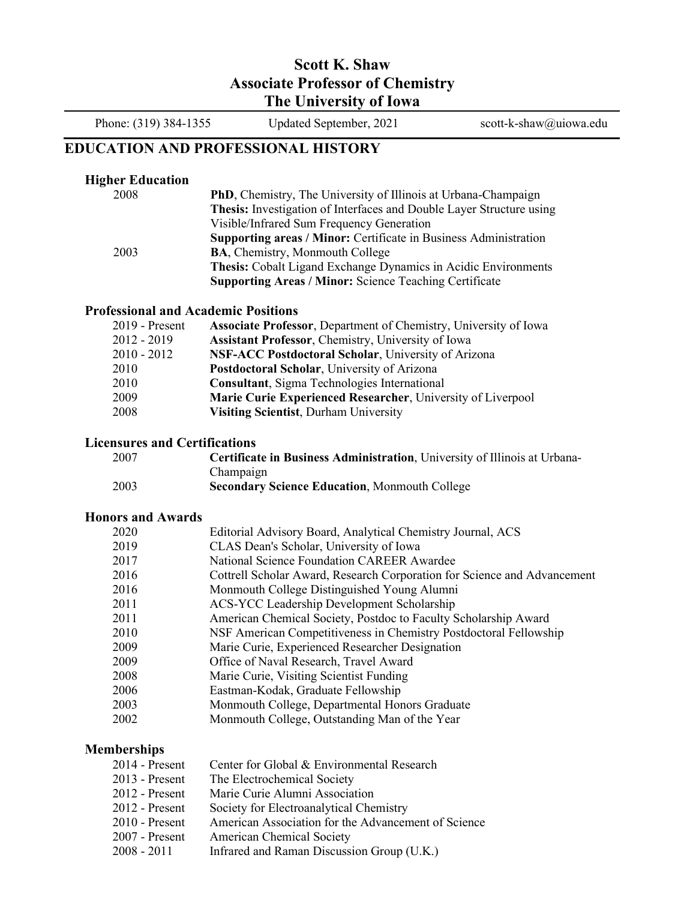# Scott K. Shaw
## Associate Professor of Chemistry
## The University of Iowa

Phone: (319) 384-1355 | Updated September, 2021 | scott-k-shaw@uiowa.edu

## EDUCATION AND PROFESSIONAL HISTORY

### Higher Education

| | |
|---|---|
| 2008 | **PhD**, Chemistry, The University of Illinois at Urbana-Champaign<br>**Thesis:** Investigation of Interfaces and Double Layer Structure using Visible/Infrared Sum Frequency Generation<br>**Supporting areas / Minor:** Certificate in Business Administration |
| 2003 | **BA**, Chemistry, Monmouth College<br>**Thesis:** Cobalt Ligand Exchange Dynamics in Acidic Environments<br>**Supporting Areas / Minor:** Science Teaching Certificate |

### Professional and Academic Positions

| | |
|---|---|
| 2019 - Present | **Associate Professor**, Department of Chemistry, University of Iowa |
| 2012 - 2019 | **Assistant Professor**, Chemistry, University of Iowa |
| 2010 - 2012 | **NSF-ACC Postdoctoral Scholar**, University of Arizona |
| 2010 | **Postdoctoral Scholar**, University of Arizona |
| 2010 | **Consultant**, Sigma Technologies International |
| 2009 | **Marie Curie Experienced Researcher**, University of Liverpool |
| 2008 | **Visiting Scientist**, Durham University |

### Licensures and Certifications

| | |
|---|---|
| 2007 | **Certificate in Business Administration**, University of Illinois at Urbana-Champaign |
| 2003 | **Secondary Science Education**, Monmouth College |

### Honors and Awards

| | |
|---|---|
| 2020 | Editorial Advisory Board, Analytical Chemistry Journal, ACS |
| 2019 | CLAS Dean's Scholar, University of Iowa |
| 2017 | National Science Foundation CAREER Awardee |
| 2016 | Cottrell Scholar Award, Research Corporation for Science and Advancement |
| 2016 | Monmouth College Distinguished Young Alumni |
| 2011 | ACS-YCC Leadership Development Scholarship |
| 2011 | American Chemical Society, Postdoc to Faculty Scholarship Award |
| 2010 | NSF American Competitiveness in Chemistry Postdoctoral Fellowship |
| 2009 | Marie Curie, Experienced Researcher Designation |
| 2009 | Office of Naval Research, Travel Award |
| 2008 | Marie Curie, Visiting Scientist Funding |
| 2006 | Eastman-Kodak, Graduate Fellowship |
| 2003 | Monmouth College, Departmental Honors Graduate |
| 2002 | Monmouth College, Outstanding Man of the Year |

### Memberships

| | |
|---|---|
| 2014 - Present | Center for Global & Environmental Research |
| 2013 - Present | The Electrochemical Society |
| 2012 - Present | Marie Curie Alumni Association |
| 2012 - Present | Society for Electroanalytical Chemistry |
| 2010 - Present | American Association for the Advancement of Science |
| 2007 - Present | American Chemical Society |
| 2008 - 2011 | Infrared and Raman Discussion Group (U.K.) |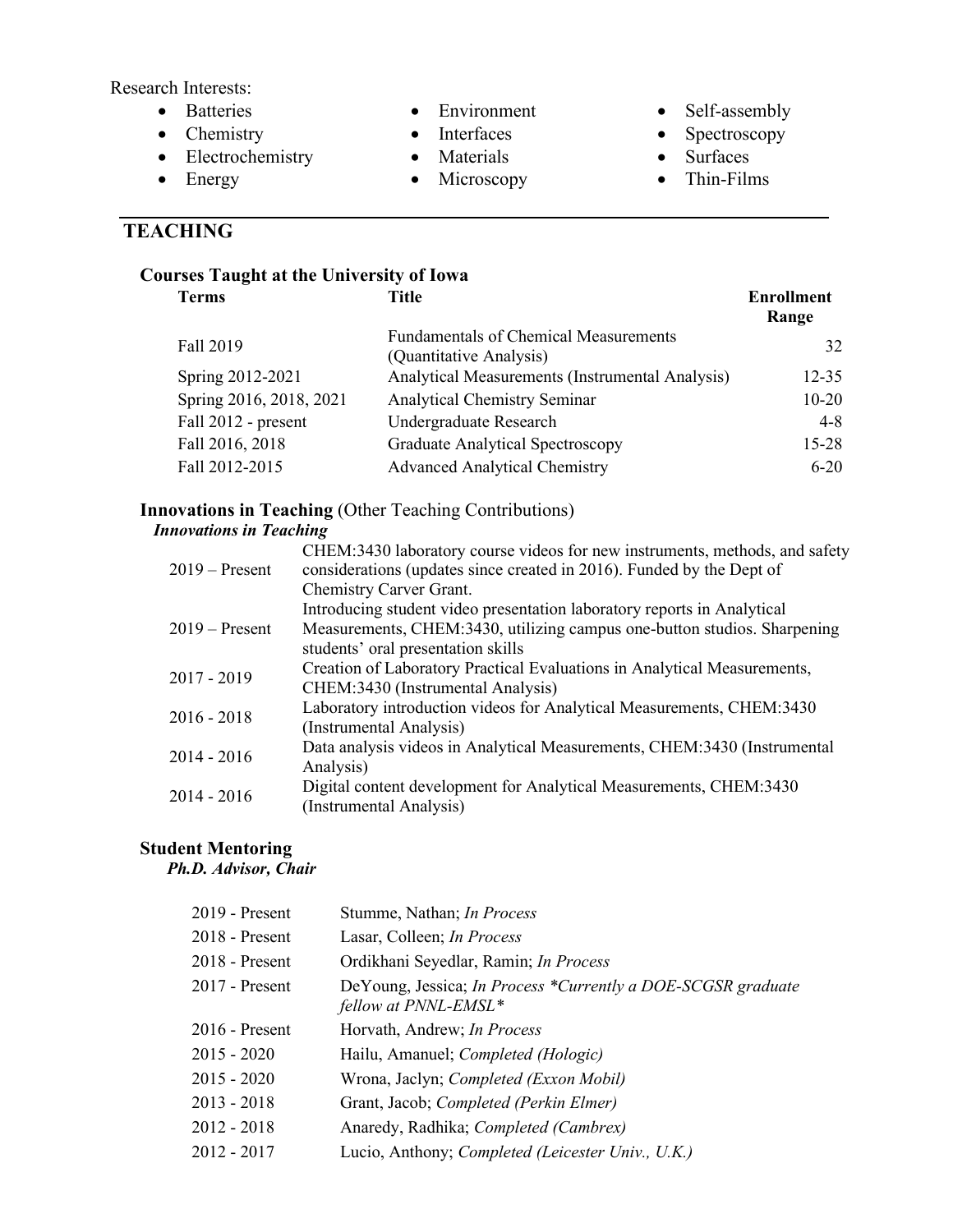Research Interests:

- Batteries
- Chemistry
- Electrochemistry
- Energy
- Environment
- Interfaces
- Materials
- Microscopy
- Self-assembly
- Spectroscopy
- Surfaces
- Thin-Films

## TEACHING

### Courses Taught at the University of Iowa

| Terms | Title | Enrollment Range |
|---|---|---|
| Fall 2019 | Fundamentals of Chemical Measurements (Quantitative Analysis) | 32 |
| Spring 2012-2021 | Analytical Measurements (Instrumental Analysis) | 12-35 |
| Spring 2016, 2018, 2021 | Analytical Chemistry Seminar | 10-20 |
| Fall 2012 - present | Undergraduate Research | 4-8 |
| Fall 2016, 2018 | Graduate Analytical Spectroscopy | 15-28 |
| Fall 2012-2015 | Advanced Analytical Chemistry | 6-20 |

### **Innovations in Teaching** (Other Teaching Contributions)

***Innovations in Teaching***

| | |
|---|---|
| 2019 – Present | CHEM:3430 laboratory course videos for new instruments, methods, and safety considerations (updates since created in 2016). Funded by the Dept of Chemistry Carver Grant. |
| 2019 – Present | Introducing student video presentation laboratory reports in Analytical Measurements, CHEM:3430, utilizing campus one-button studios. Sharpening students' oral presentation skills |
| 2017 - 2019 | Creation of Laboratory Practical Evaluations in Analytical Measurements, CHEM:3430 (Instrumental Analysis) |
| 2016 - 2018 | Laboratory introduction videos for Analytical Measurements, CHEM:3430 (Instrumental Analysis) |
| 2014 - 2016 | Data analysis videos in Analytical Measurements, CHEM:3430 (Instrumental Analysis) |
| 2014 - 2016 | Digital content development for Analytical Measurements, CHEM:3430 (Instrumental Analysis) |

### Student Mentoring

***Ph.D. Advisor, Chair***

| | |
|---|---|
| 2019 - Present | Stumme, Nathan; *In Process* |
| 2018 - Present | Lasar, Colleen; *In Process* |
| 2018 - Present | Ordikhani Seyedlar, Ramin; *In Process* |
| 2017 - Present | DeYoung, Jessica; *In Process *Currently a DOE-SCGSR graduate fellow at PNNL-EMSL** |
| 2016 - Present | Horvath, Andrew; *In Process* |
| 2015 - 2020 | Hailu, Amanuel; *Completed (Hologic)* |
| 2015 - 2020 | Wrona, Jaclyn; *Completed (Exxon Mobil)* |
| 2013 - 2018 | Grant, Jacob; *Completed (Perkin Elmer)* |
| 2012 - 2018 | Anaredy, Radhika; *Completed (Cambrex)* |
| 2012 - 2017 | Lucio, Anthony; *Completed (Leicester Univ., U.K.)* |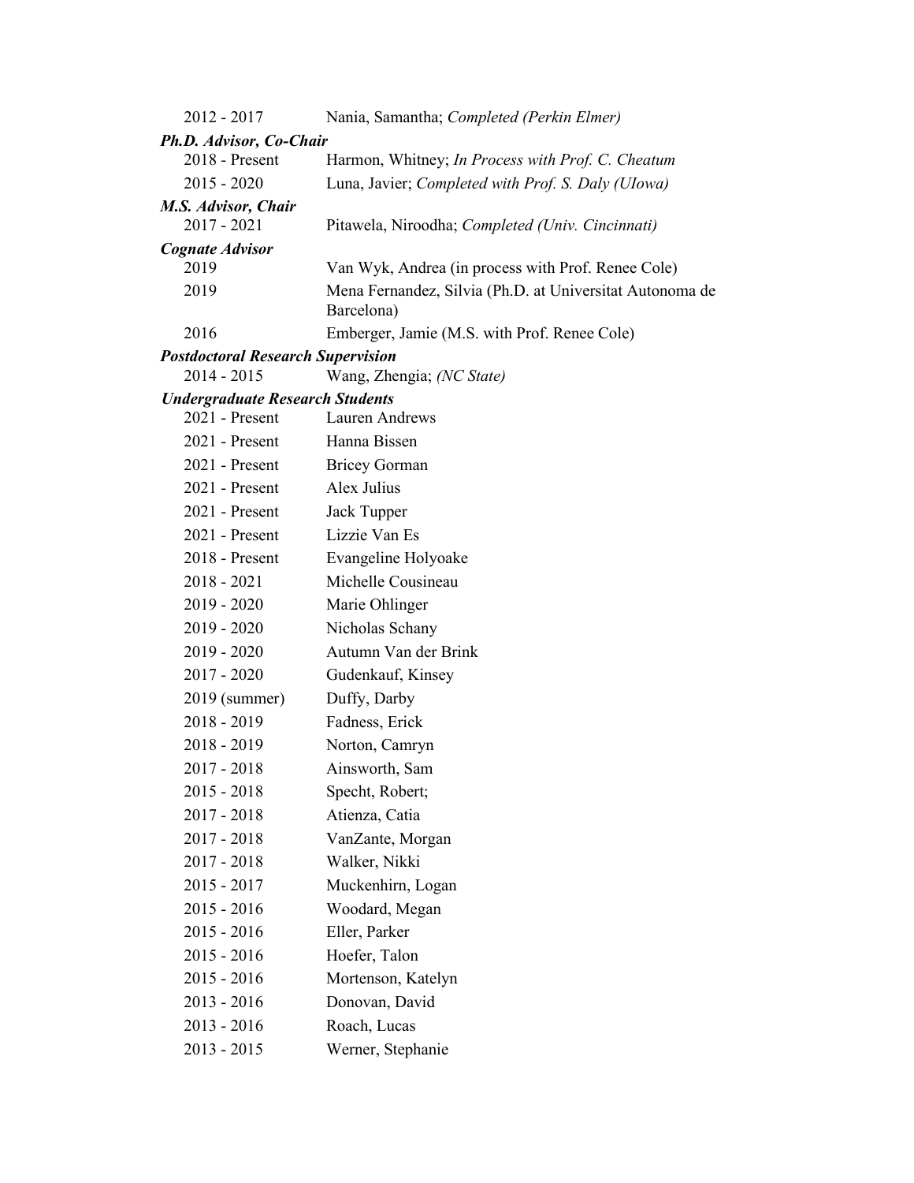| | |
|---|---|
| 2012 - 2017 | Nania, Samantha; *Completed (Perkin Elmer)* |

***Ph.D. Advisor, Co-Chair***

| | |
|---|---|
| 2018 - Present | Harmon, Whitney; *In Process with Prof. C. Cheatum* |
| 2015 - 2020 | Luna, Javier; *Completed with Prof. S. Daly (UIowa)* |

***M.S. Advisor, Chair***

| | |
|---|---|
| 2017 - 2021 | Pitawela, Niroodha; *Completed (Univ. Cincinnati)* |

***Cognate Advisor***

| | |
|---|---|
| 2019 | Van Wyk, Andrea (in process with Prof. Renee Cole) |
| 2019 | Mena Fernandez, Silvia (Ph.D. at Universitat Autonoma de Barcelona) |
| 2016 | Emberger, Jamie (M.S. with Prof. Renee Cole) |

***Postdoctoral Research Supervision***

| | |
|---|---|
| 2014 - 2015 | Wang, Zhengia; *(NC State)* |

***Undergraduate Research Students***

| | |
|---|---|
| 2021 - Present | Lauren Andrews |
| 2021 - Present | Hanna Bissen |
| 2021 - Present | Bricey Gorman |
| 2021 - Present | Alex Julius |
| 2021 - Present | Jack Tupper |
| 2021 - Present | Lizzie Van Es |
| 2018 - Present | Evangeline Holyoake |
| 2018 - 2021 | Michelle Cousineau |
| 2019 - 2020 | Marie Ohlinger |
| 2019 - 2020 | Nicholas Schany |
| 2019 - 2020 | Autumn Van der Brink |
| 2017 - 2020 | Gudenkauf, Kinsey |
| 2019 (summer) | Duffy, Darby |
| 2018 - 2019 | Fadness, Erick |
| 2018 - 2019 | Norton, Camryn |
| 2017 - 2018 | Ainsworth, Sam |
| 2015 - 2018 | Specht, Robert; |
| 2017 - 2018 | Atienza, Catia |
| 2017 - 2018 | VanZante, Morgan |
| 2017 - 2018 | Walker, Nikki |
| 2015 - 2017 | Muckenhirn, Logan |
| 2015 - 2016 | Woodard, Megan |
| 2015 - 2016 | Eller, Parker |
| 2015 - 2016 | Hoefer, Talon |
| 2015 - 2016 | Mortenson, Katelyn |
| 2013 - 2016 | Donovan, David |
| 2013 - 2016 | Roach, Lucas |
| 2013 - 2015 | Werner, Stephanie |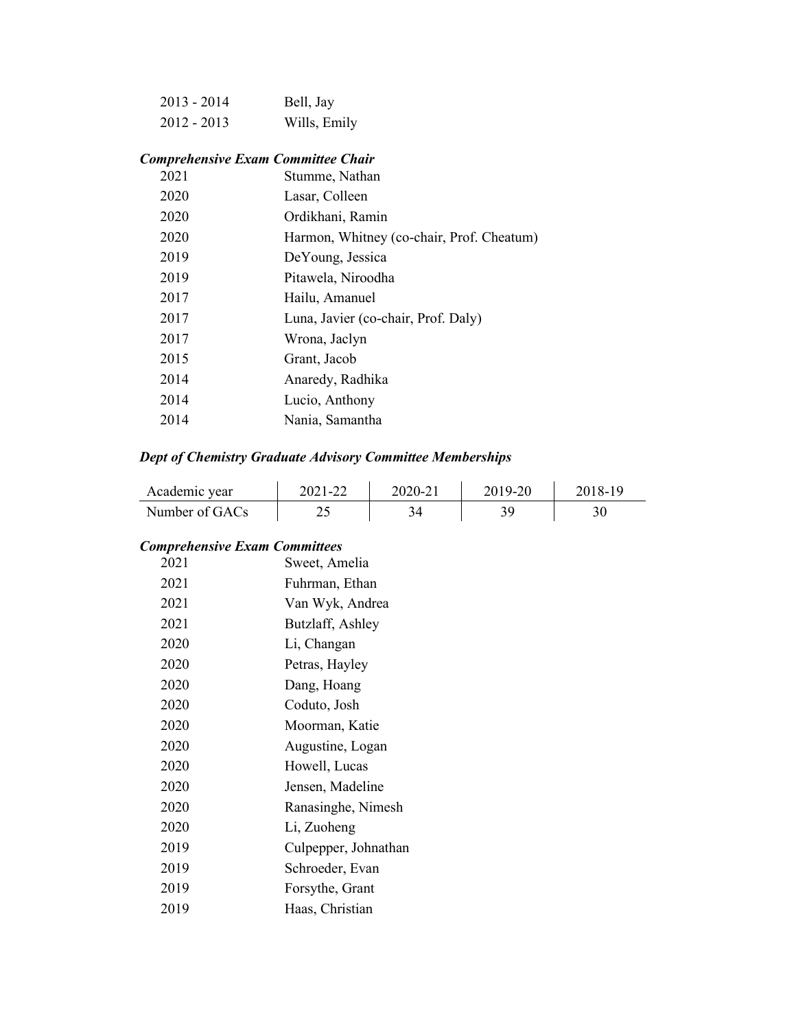| | |
|---|---|
| 2013 - 2014 | Bell, Jay |
| 2012 - 2013 | Wills, Emily |

### *Comprehensive Exam Committee Chair*

| | |
|---|---|
| 2021 | Stumme, Nathan |
| 2020 | Lasar, Colleen |
| 2020 | Ordikhani, Ramin |
| 2020 | Harmon, Whitney (co-chair, Prof. Cheatum) |
| 2019 | DeYoung, Jessica |
| 2019 | Pitawela, Niroodha |
| 2017 | Hailu, Amanuel |
| 2017 | Luna, Javier (co-chair, Prof. Daly) |
| 2017 | Wrona, Jaclyn |
| 2015 | Grant, Jacob |
| 2014 | Anaredy, Radhika |
| 2014 | Lucio, Anthony |
| 2014 | Nania, Samantha |

### *Dept of Chemistry Graduate Advisory Committee Memberships*

| Academic year | 2021-22 | 2020-21 | 2019-20 | 2018-19 |
|---|---|---|---|---|
| Number of GACs | 25 | 34 | 39 | 30 |

### *Comprehensive Exam Committees*

| | |
|---|---|
| 2021 | Sweet, Amelia |
| 2021 | Fuhrman, Ethan |
| 2021 | Van Wyk, Andrea |
| 2021 | Butzlaff, Ashley |
| 2020 | Li, Changan |
| 2020 | Petras, Hayley |
| 2020 | Dang, Hoang |
| 2020 | Coduto, Josh |
| 2020 | Moorman, Katie |
| 2020 | Augustine, Logan |
| 2020 | Howell, Lucas |
| 2020 | Jensen, Madeline |
| 2020 | Ranasinghe, Nimesh |
| 2020 | Li, Zuoheng |
| 2019 | Culpepper, Johnathan |
| 2019 | Schroeder, Evan |
| 2019 | Forsythe, Grant |
| 2019 | Haas, Christian |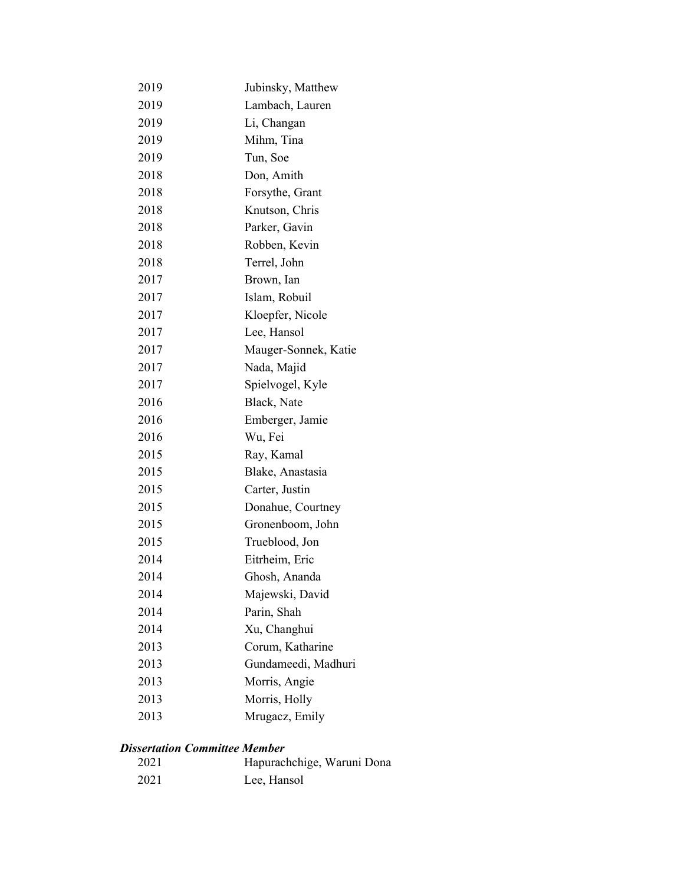| | |
|---|---|
| 2019 | Jubinsky, Matthew |
| 2019 | Lambach, Lauren |
| 2019 | Li, Changan |
| 2019 | Mihm, Tina |
| 2019 | Tun, Soe |
| 2018 | Don, Amith |
| 2018 | Forsythe, Grant |
| 2018 | Knutson, Chris |
| 2018 | Parker, Gavin |
| 2018 | Robben, Kevin |
| 2018 | Terrel, John |
| 2017 | Brown, Ian |
| 2017 | Islam, Robuil |
| 2017 | Kloepfer, Nicole |
| 2017 | Lee, Hansol |
| 2017 | Mauger-Sonnek, Katie |
| 2017 | Nada, Majid |
| 2017 | Spielvogel, Kyle |
| 2016 | Black, Nate |
| 2016 | Emberger, Jamie |
| 2016 | Wu, Fei |
| 2015 | Ray, Kamal |
| 2015 | Blake, Anastasia |
| 2015 | Carter, Justin |
| 2015 | Donahue, Courtney |
| 2015 | Gronenboom, John |
| 2015 | Trueblood, Jon |
| 2014 | Eitrheim, Eric |
| 2014 | Ghosh, Ananda |
| 2014 | Majewski, David |
| 2014 | Parin, Shah |
| 2014 | Xu, Changhui |
| 2013 | Corum, Katharine |
| 2013 | Gundameedi, Madhuri |
| 2013 | Morris, Angie |
| 2013 | Morris, Holly |
| 2013 | Mrugacz, Emily |

***Dissertation Committee Member***

| | |
|---|---|
| 2021 | Hapurachchige, Waruni Dona |
| 2021 | Lee, Hansol |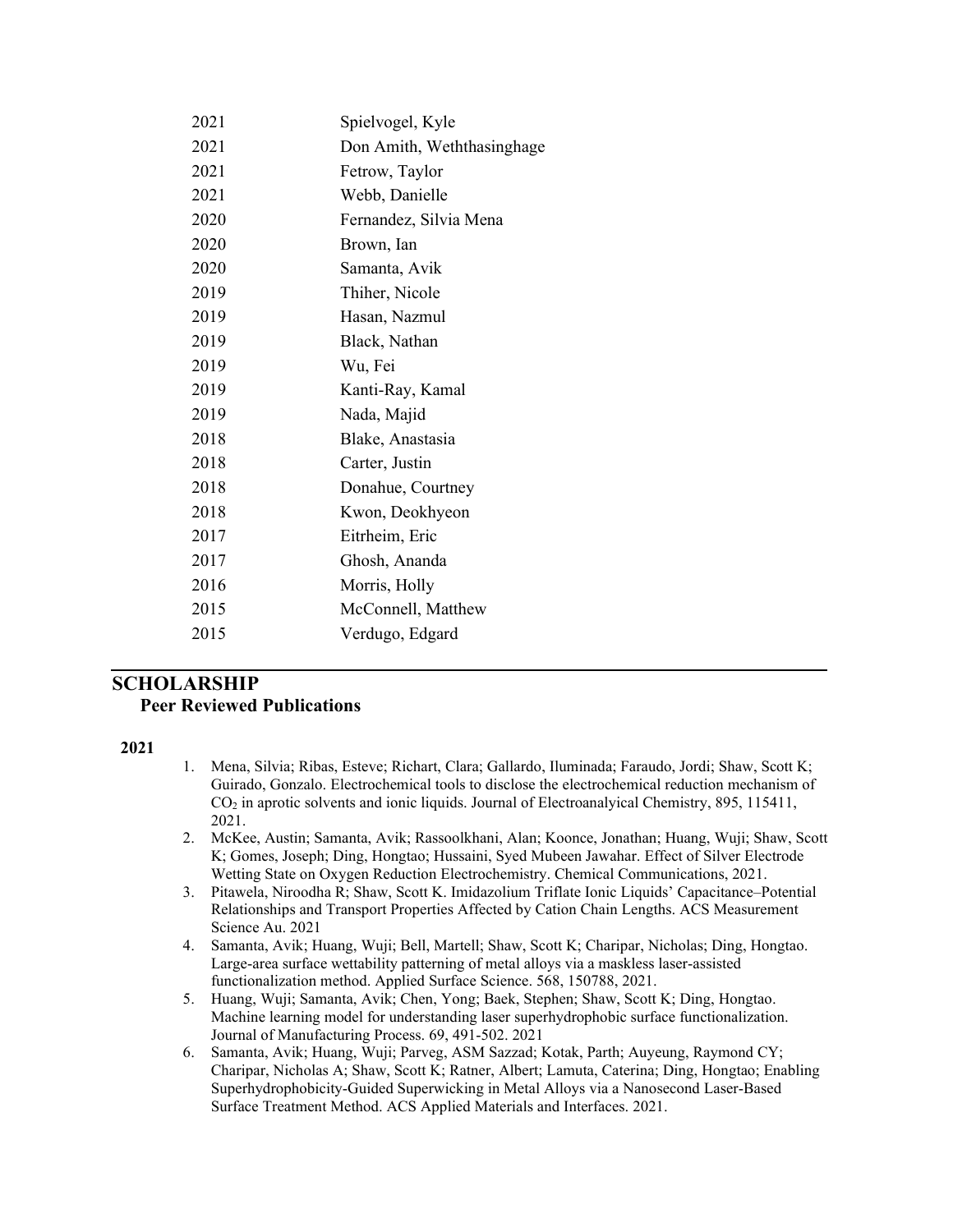| | |
|---|---|
| 2021 | Spielvogel, Kyle |
| 2021 | Don Amith, Weththasinghage |
| 2021 | Fetrow, Taylor |
| 2021 | Webb, Danielle |
| 2020 | Fernandez, Silvia Mena |
| 2020 | Brown, Ian |
| 2020 | Samanta, Avik |
| 2019 | Thiher, Nicole |
| 2019 | Hasan, Nazmul |
| 2019 | Black, Nathan |
| 2019 | Wu, Fei |
| 2019 | Kanti-Ray, Kamal |
| 2019 | Nada, Majid |
| 2018 | Blake, Anastasia |
| 2018 | Carter, Justin |
| 2018 | Donahue, Courtney |
| 2018 | Kwon, Deokhyeon |
| 2017 | Eitrheim, Eric |
| 2017 | Ghosh, Ananda |
| 2016 | Morris, Holly |
| 2015 | McConnell, Matthew |
| 2015 | Verdugo, Edgard |

## SCHOLARSHIP

### Peer Reviewed Publications

**2021**

1. Mena, Silvia; Ribas, Esteve; Richart, Clara; Gallardo, Iluminada; Faraudo, Jordi; Shaw, Scott K; Guirado, Gonzalo. Electrochemical tools to disclose the electrochemical reduction mechanism of $CO_2$ in aprotic solvents and ionic liquids. Journal of Electroanalyical Chemistry, 895, 115411, 2021.
2. McKee, Austin; Samanta, Avik; Rassoolkhani, Alan; Koonce, Jonathan; Huang, Wuji; Shaw, Scott K; Gomes, Joseph; Ding, Hongtao; Hussaini, Syed Mubeen Jawahar. Effect of Silver Electrode Wetting State on Oxygen Reduction Electrochemistry. Chemical Communications, 2021.
3. Pitawela, Niroodha R; Shaw, Scott K. Imidazolium Triflate Ionic Liquids' Capacitance–Potential Relationships and Transport Properties Affected by Cation Chain Lengths. ACS Measurement Science Au. 2021
4. Samanta, Avik; Huang, Wuji; Bell, Martell; Shaw, Scott K; Charipar, Nicholas; Ding, Hongtao. Large-area surface wettability patterning of metal alloys via a maskless laser-assisted functionalization method. Applied Surface Science. 568, 150788, 2021.
5. Huang, Wuji; Samanta, Avik; Chen, Yong; Baek, Stephen; Shaw, Scott K; Ding, Hongtao. Machine learning model for understanding laser superhydrophobic surface functionalization. Journal of Manufacturing Process. 69, 491-502. 2021
6. Samanta, Avik; Huang, Wuji; Parveg, ASM Sazzad; Kotak, Parth; Auyeung, Raymond CY; Charipar, Nicholas A; Shaw, Scott K; Ratner, Albert; Lamuta, Caterina; Ding, Hongtao; Enabling Superhydrophobicity-Guided Superwicking in Metal Alloys via a Nanosecond Laser-Based Surface Treatment Method. ACS Applied Materials and Interfaces. 2021.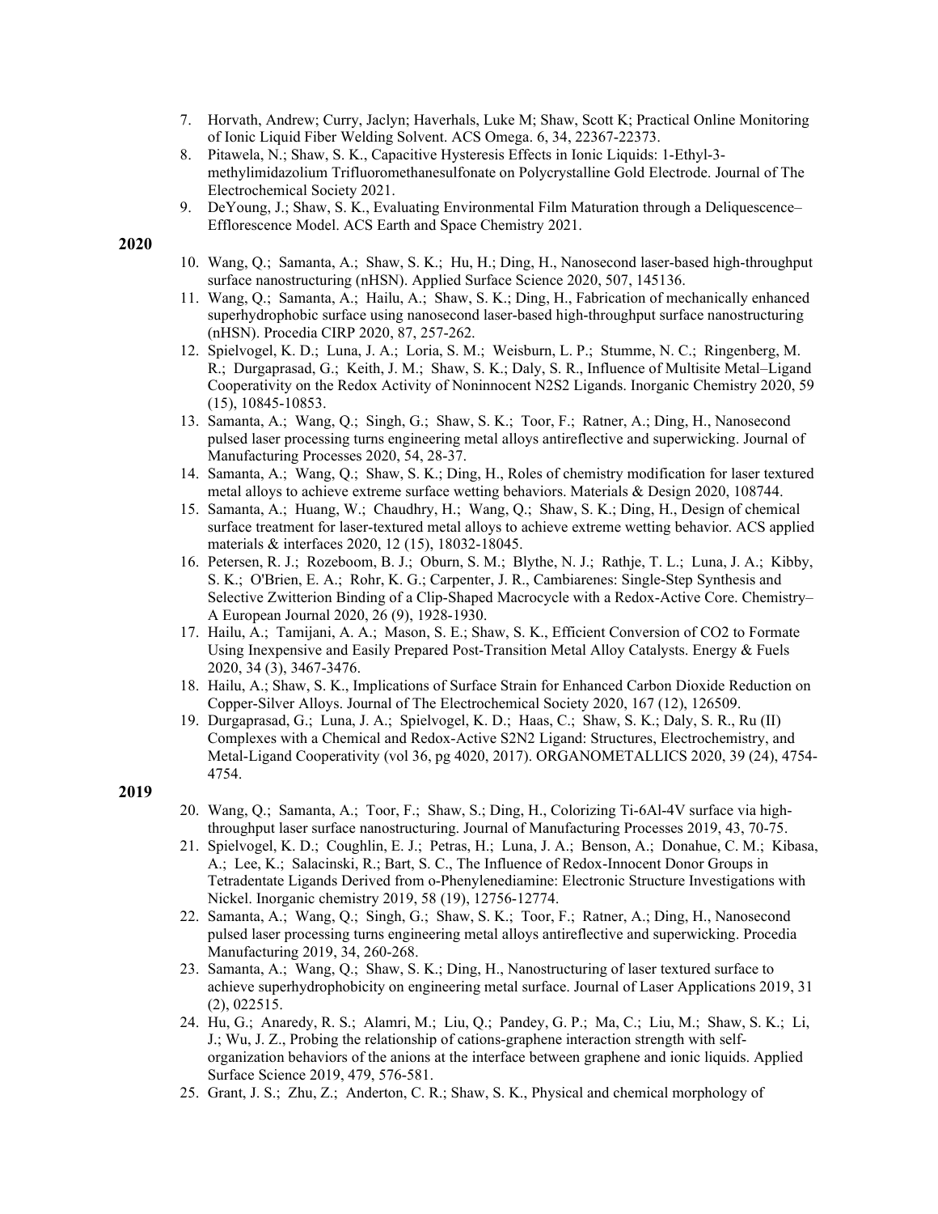7. Horvath, Andrew; Curry, Jaclyn; Haverhals, Luke M; Shaw, Scott K; Practical Online Monitoring of Ionic Liquid Fiber Welding Solvent. ACS Omega. 6, 34, 22367-22373.
8. Pitawela, N.; Shaw, S. K., Capacitive Hysteresis Effects in Ionic Liquids: 1-Ethyl-3-methylimidazolium Trifluoromethanesulfonate on Polycrystalline Gold Electrode. Journal of The Electrochemical Society 2021.
9. DeYoung, J.; Shaw, S. K., Evaluating Environmental Film Maturation through a Deliquescence–Efflorescence Model. ACS Earth and Space Chemistry 2021.

**2020**

10. Wang, Q.; Samanta, A.; Shaw, S. K.; Hu, H.; Ding, H., Nanosecond laser-based high-throughput surface nanostructuring (nHSN). Applied Surface Science 2020, 507, 145136.
11. Wang, Q.; Samanta, A.; Hailu, A.; Shaw, S. K.; Ding, H., Fabrication of mechanically enhanced superhydrophobic surface using nanosecond laser-based high-throughput surface nanostructuring (nHSN). Procedia CIRP 2020, 87, 257-262.
12. Spielvogel, K. D.; Luna, J. A.; Loria, S. M.; Weisburn, L. P.; Stumme, N. C.; Ringenberg, M. R.; Durgaprasad, G.; Keith, J. M.; Shaw, S. K.; Daly, S. R., Influence of Multisite Metal–Ligand Cooperativity on the Redox Activity of Noninnocent N2S2 Ligands. Inorganic Chemistry 2020, 59 (15), 10845-10853.
13. Samanta, A.; Wang, Q.; Singh, G.; Shaw, S. K.; Toor, F.; Ratner, A.; Ding, H., Nanosecond pulsed laser processing turns engineering metal alloys antireflective and superwicking. Journal of Manufacturing Processes 2020, 54, 28-37.
14. Samanta, A.; Wang, Q.; Shaw, S. K.; Ding, H., Roles of chemistry modification for laser textured metal alloys to achieve extreme surface wetting behaviors. Materials & Design 2020, 108744.
15. Samanta, A.; Huang, W.; Chaudhry, H.; Wang, Q.; Shaw, S. K.; Ding, H., Design of chemical surface treatment for laser-textured metal alloys to achieve extreme wetting behavior. ACS applied materials & interfaces 2020, 12 (15), 18032-18045.
16. Petersen, R. J.; Rozeboom, B. J.; Oburn, S. M.; Blythe, N. J.; Rathje, T. L.; Luna, J. A.; Kibby, S. K.; O'Brien, E. A.; Rohr, K. G.; Carpenter, J. R., Cambiarenes: Single-Step Synthesis and Selective Zwitterion Binding of a Clip-Shaped Macrocycle with a Redox-Active Core. Chemistry–A European Journal 2020, 26 (9), 1928-1930.
17. Hailu, A.; Tamijani, A. A.; Mason, S. E.; Shaw, S. K., Efficient Conversion of CO2 to Formate Using Inexpensive and Easily Prepared Post-Transition Metal Alloy Catalysts. Energy & Fuels 2020, 34 (3), 3467-3476.
18. Hailu, A.; Shaw, S. K., Implications of Surface Strain for Enhanced Carbon Dioxide Reduction on Copper-Silver Alloys. Journal of The Electrochemical Society 2020, 167 (12), 126509.
19. Durgaprasad, G.; Luna, J. A.; Spielvogel, K. D.; Haas, C.; Shaw, S. K.; Daly, S. R., Ru (II) Complexes with a Chemical and Redox-Active S2N2 Ligand: Structures, Electrochemistry, and Metal-Ligand Cooperativity (vol 36, pg 4020, 2017). ORGANOMETALLICS 2020, 39 (24), 4754-4754.

**2019**

20. Wang, Q.; Samanta, A.; Toor, F.; Shaw, S.; Ding, H., Colorizing Ti-6Al-4V surface via high-throughput laser surface nanostructuring. Journal of Manufacturing Processes 2019, 43, 70-75.
21. Spielvogel, K. D.; Coughlin, E. J.; Petras, H.; Luna, J. A.; Benson, A.; Donahue, C. M.; Kibasa, A.; Lee, K.; Salacinski, R.; Bart, S. C., The Influence of Redox-Innocent Donor Groups in Tetradentate Ligands Derived from o-Phenylenediamine: Electronic Structure Investigations with Nickel. Inorganic chemistry 2019, 58 (19), 12756-12774.
22. Samanta, A.; Wang, Q.; Singh, G.; Shaw, S. K.; Toor, F.; Ratner, A.; Ding, H., Nanosecond pulsed laser processing turns engineering metal alloys antireflective and superwicking. Procedia Manufacturing 2019, 34, 260-268.
23. Samanta, A.; Wang, Q.; Shaw, S. K.; Ding, H., Nanostructuring of laser textured surface to achieve superhydrophobicity on engineering metal surface. Journal of Laser Applications 2019, 31 (2), 022515.
24. Hu, G.; Anaredy, R. S.; Alamri, M.; Liu, Q.; Pandey, G. P.; Ma, C.; Liu, M.; Shaw, S. K.; Li, J.; Wu, J. Z., Probing the relationship of cations-graphene interaction strength with self-organization behaviors of the anions at the interface between graphene and ionic liquids. Applied Surface Science 2019, 479, 576-581.
25. Grant, J. S.; Zhu, Z.; Anderton, C. R.; Shaw, S. K., Physical and chemical morphology of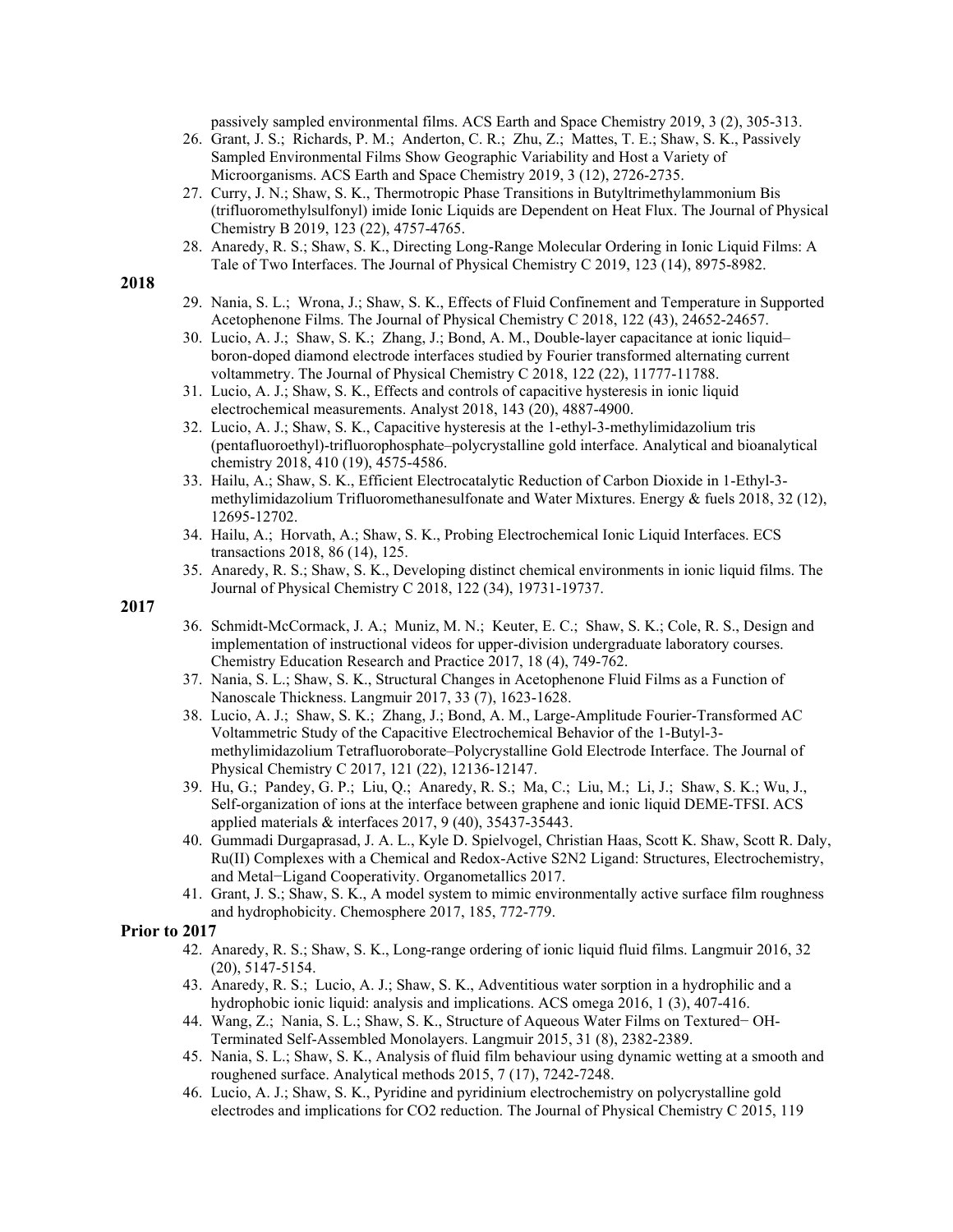passively sampled environmental films. ACS Earth and Space Chemistry 2019, 3 (2), 305-313.

26. Grant, J. S.; Richards, P. M.; Anderton, C. R.; Zhu, Z.; Mattes, T. E.; Shaw, S. K., Passively Sampled Environmental Films Show Geographic Variability and Host a Variety of Microorganisms. ACS Earth and Space Chemistry 2019, 3 (12), 2726-2735.
27. Curry, J. N.; Shaw, S. K., Thermotropic Phase Transitions in Butyltrimethylammonium Bis (trifluoromethylsulfonyl) imide Ionic Liquids are Dependent on Heat Flux. The Journal of Physical Chemistry B 2019, 123 (22), 4757-4765.
28. Anaredy, R. S.; Shaw, S. K., Directing Long-Range Molecular Ordering in Ionic Liquid Films: A Tale of Two Interfaces. The Journal of Physical Chemistry C 2019, 123 (14), 8975-8982.

**2018**

29. Nania, S. L.; Wrona, J.; Shaw, S. K., Effects of Fluid Confinement and Temperature in Supported Acetophenone Films. The Journal of Physical Chemistry C 2018, 122 (43), 24652-24657.
30. Lucio, A. J.; Shaw, S. K.; Zhang, J.; Bond, A. M., Double-layer capacitance at ionic liquid–boron-doped diamond electrode interfaces studied by Fourier transformed alternating current voltammetry. The Journal of Physical Chemistry C 2018, 122 (22), 11777-11788.
31. Lucio, A. J.; Shaw, S. K., Effects and controls of capacitive hysteresis in ionic liquid electrochemical measurements. Analyst 2018, 143 (20), 4887-4900.
32. Lucio, A. J.; Shaw, S. K., Capacitive hysteresis at the 1-ethyl-3-methylimidazolium tris (pentafluoroethyl)-trifluorophosphate–polycrystalline gold interface. Analytical and bioanalytical chemistry 2018, 410 (19), 4575-4586.
33. Hailu, A.; Shaw, S. K., Efficient Electrocatalytic Reduction of Carbon Dioxide in 1-Ethyl-3-methylimidazolium Trifluoromethanesulfonate and Water Mixtures. Energy & fuels 2018, 32 (12), 12695-12702.
34. Hailu, A.; Horvath, A.; Shaw, S. K., Probing Electrochemical Ionic Liquid Interfaces. ECS transactions 2018, 86 (14), 125.
35. Anaredy, R. S.; Shaw, S. K., Developing distinct chemical environments in ionic liquid films. The Journal of Physical Chemistry C 2018, 122 (34), 19731-19737.

**2017**

36. Schmidt-McCormack, J. A.; Muniz, M. N.; Keuter, E. C.; Shaw, S. K.; Cole, R. S., Design and implementation of instructional videos for upper-division undergraduate laboratory courses. Chemistry Education Research and Practice 2017, 18 (4), 749-762.
37. Nania, S. L.; Shaw, S. K., Structural Changes in Acetophenone Fluid Films as a Function of Nanoscale Thickness. Langmuir 2017, 33 (7), 1623-1628.
38. Lucio, A. J.; Shaw, S. K.; Zhang, J.; Bond, A. M., Large-Amplitude Fourier-Transformed AC Voltammetric Study of the Capacitive Electrochemical Behavior of the 1-Butyl-3-methylimidazolium Tetrafluoroborate–Polycrystalline Gold Electrode Interface. The Journal of Physical Chemistry C 2017, 121 (22), 12136-12147.
39. Hu, G.; Pandey, G. P.; Liu, Q.; Anaredy, R. S.; Ma, C.; Liu, M.; Li, J.; Shaw, S. K.; Wu, J., Self-organization of ions at the interface between graphene and ionic liquid DEME-TFSI. ACS applied materials & interfaces 2017, 9 (40), 35437-35443.
40. Gummadi Durgaprasad, J. A. L., Kyle D. Spielvogel, Christian Haas, Scott K. Shaw, Scott R. Daly, Ru(II) Complexes with a Chemical and Redox-Active S2N2 Ligand: Structures, Electrochemistry, and Metal−Ligand Cooperativity. Organometallics 2017.
41. Grant, J. S.; Shaw, S. K., A model system to mimic environmentally active surface film roughness and hydrophobicity. Chemosphere 2017, 185, 772-779.

**Prior to 2017**

42. Anaredy, R. S.; Shaw, S. K., Long-range ordering of ionic liquid fluid films. Langmuir 2016, 32 (20), 5147-5154.
43. Anaredy, R. S.; Lucio, A. J.; Shaw, S. K., Adventitious water sorption in a hydrophilic and a hydrophobic ionic liquid: analysis and implications. ACS omega 2016, 1 (3), 407-416.
44. Wang, Z.; Nania, S. L.; Shaw, S. K., Structure of Aqueous Water Films on Textured− OH-Terminated Self-Assembled Monolayers. Langmuir 2015, 31 (8), 2382-2389.
45. Nania, S. L.; Shaw, S. K., Analysis of fluid film behaviour using dynamic wetting at a smooth and roughened surface. Analytical methods 2015, 7 (17), 7242-7248.
46. Lucio, A. J.; Shaw, S. K., Pyridine and pyridinium electrochemistry on polycrystalline gold electrodes and implications for CO2 reduction. The Journal of Physical Chemistry C 2015, 119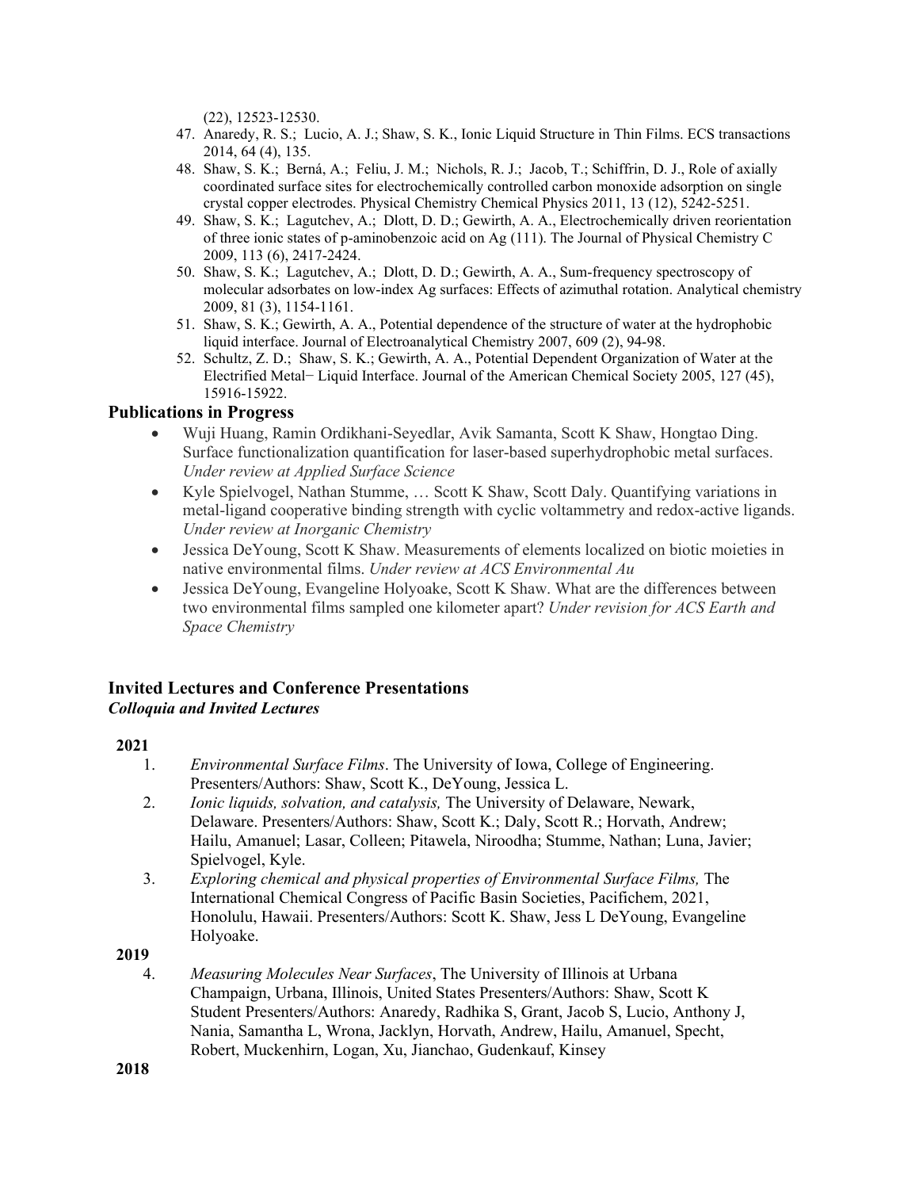(22), 12523-12530.

47. Anaredy, R. S.; Lucio, A. J.; Shaw, S. K., Ionic Liquid Structure in Thin Films. ECS transactions 2014, 64 (4), 135.
48. Shaw, S. K.; Berná, A.; Feliu, J. M.; Nichols, R. J.; Jacob, T.; Schiffrin, D. J., Role of axially coordinated surface sites for electrochemically controlled carbon monoxide adsorption on single crystal copper electrodes. Physical Chemistry Chemical Physics 2011, 13 (12), 5242-5251.
49. Shaw, S. K.; Lagutchev, A.; Dlott, D. D.; Gewirth, A. A., Electrochemically driven reorientation of three ionic states of p-aminobenzoic acid on Ag (111). The Journal of Physical Chemistry C 2009, 113 (6), 2417-2424.
50. Shaw, S. K.; Lagutchev, A.; Dlott, D. D.; Gewirth, A. A., Sum-frequency spectroscopy of molecular adsorbates on low-index Ag surfaces: Effects of azimuthal rotation. Analytical chemistry 2009, 81 (3), 1154-1161.
51. Shaw, S. K.; Gewirth, A. A., Potential dependence of the structure of water at the hydrophobic liquid interface. Journal of Electroanalytical Chemistry 2007, 609 (2), 94-98.
52. Schultz, Z. D.; Shaw, S. K.; Gewirth, A. A., Potential Dependent Organization of Water at the Electrified Metal− Liquid Interface. Journal of the American Chemical Society 2005, 127 (45), 15916-15922.

## Publications in Progress

- Wuji Huang, Ramin Ordikhani-Seyedlar, Avik Samanta, Scott K Shaw, Hongtao Ding. Surface functionalization quantification for laser-based superhydrophobic metal surfaces. *Under review at Applied Surface Science*
- Kyle Spielvogel, Nathan Stumme, … Scott K Shaw, Scott Daly. Quantifying variations in metal-ligand cooperative binding strength with cyclic voltammetry and redox-active ligands. *Under review at Inorganic Chemistry*
- Jessica DeYoung, Scott K Shaw. Measurements of elements localized on biotic moieties in native environmental films. *Under review at ACS Environmental Au*
- Jessica DeYoung, Evangeline Holyoake, Scott K Shaw. What are the differences between two environmental films sampled one kilometer apart? *Under revision for ACS Earth and Space Chemistry*

## Invited Lectures and Conference Presentations

### *Colloquia and Invited Lectures*

**2021**

1. *Environmental Surface Films*. The University of Iowa, College of Engineering. Presenters/Authors: Shaw, Scott K., DeYoung, Jessica L.
2. *Ionic liquids, solvation, and catalysis,* The University of Delaware, Newark, Delaware. Presenters/Authors: Shaw, Scott K.; Daly, Scott R.; Horvath, Andrew; Hailu, Amanuel; Lasar, Colleen; Pitawela, Niroodha; Stumme, Nathan; Luna, Javier; Spielvogel, Kyle.
3. *Exploring chemical and physical properties of Environmental Surface Films,* The International Chemical Congress of Pacific Basin Societies, Pacifichem, 2021, Honolulu, Hawaii. Presenters/Authors: Scott K. Shaw, Jess L DeYoung, Evangeline Holyoake.

**2019**

4. *Measuring Molecules Near Surfaces*, The University of Illinois at Urbana Champaign, Urbana, Illinois, United States Presenters/Authors: Shaw, Scott K Student Presenters/Authors: Anaredy, Radhika S, Grant, Jacob S, Lucio, Anthony J, Nania, Samantha L, Wrona, Jacklyn, Horvath, Andrew, Hailu, Amanuel, Specht, Robert, Muckenhirn, Logan, Xu, Jianchao, Gudenkauf, Kinsey

**2018**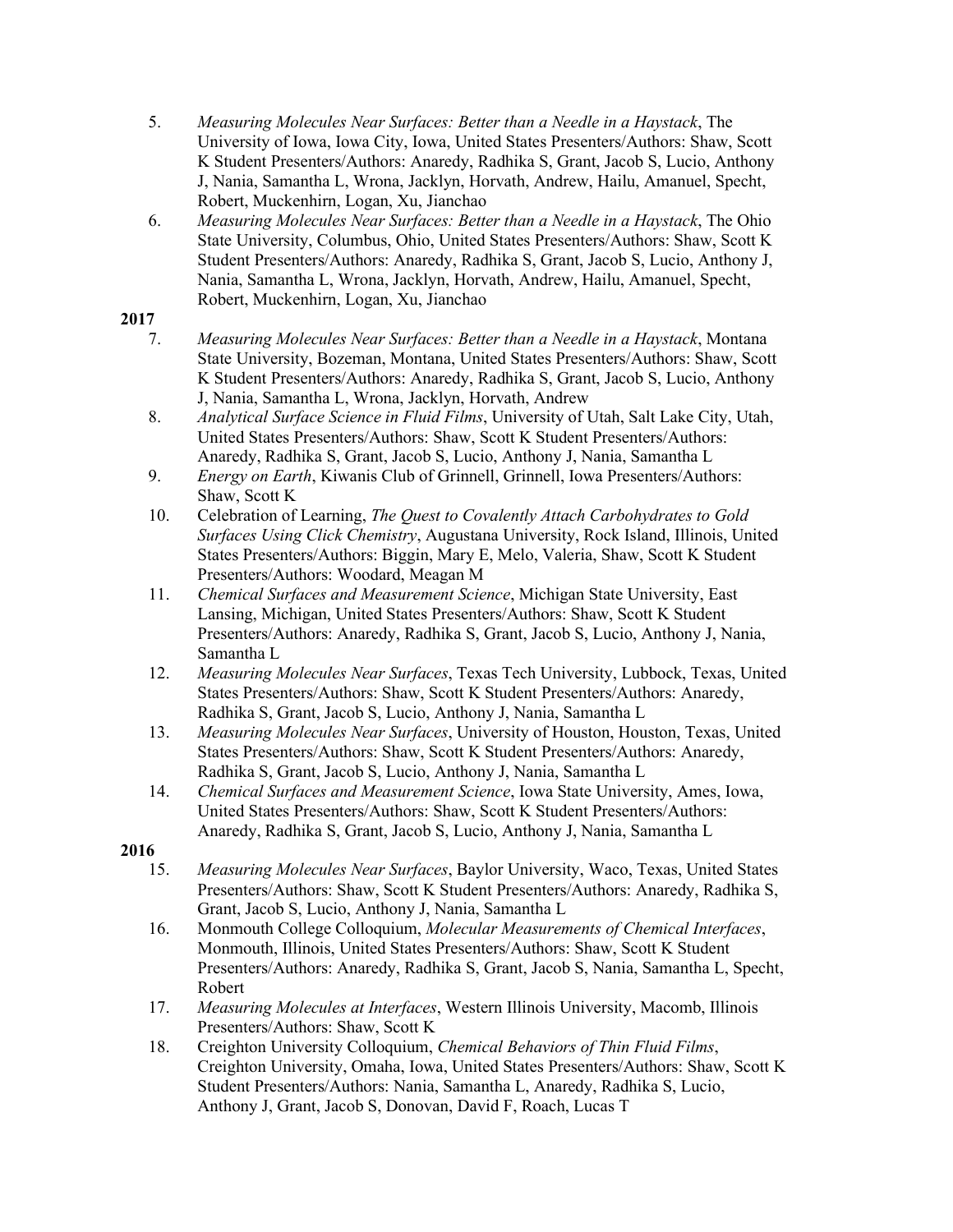5. *Measuring Molecules Near Surfaces: Better than a Needle in a Haystack*, The University of Iowa, Iowa City, Iowa, United States Presenters/Authors: Shaw, Scott K Student Presenters/Authors: Anaredy, Radhika S, Grant, Jacob S, Lucio, Anthony J, Nania, Samantha L, Wrona, Jacklyn, Horvath, Andrew, Hailu, Amanuel, Specht, Robert, Muckenhirn, Logan, Xu, Jianchao
6. *Measuring Molecules Near Surfaces: Better than a Needle in a Haystack*, The Ohio State University, Columbus, Ohio, United States Presenters/Authors: Shaw, Scott K Student Presenters/Authors: Anaredy, Radhika S, Grant, Jacob S, Lucio, Anthony J, Nania, Samantha L, Wrona, Jacklyn, Horvath, Andrew, Hailu, Amanuel, Specht, Robert, Muckenhirn, Logan, Xu, Jianchao

**2017**

7. *Measuring Molecules Near Surfaces: Better than a Needle in a Haystack*, Montana State University, Bozeman, Montana, United States Presenters/Authors: Shaw, Scott K Student Presenters/Authors: Anaredy, Radhika S, Grant, Jacob S, Lucio, Anthony J, Nania, Samantha L, Wrona, Jacklyn, Horvath, Andrew
8. *Analytical Surface Science in Fluid Films*, University of Utah, Salt Lake City, Utah, United States Presenters/Authors: Shaw, Scott K Student Presenters/Authors: Anaredy, Radhika S, Grant, Jacob S, Lucio, Anthony J, Nania, Samantha L
9. *Energy on Earth*, Kiwanis Club of Grinnell, Grinnell, Iowa Presenters/Authors: Shaw, Scott K
10. Celebration of Learning, *The Quest to Covalently Attach Carbohydrates to Gold Surfaces Using Click Chemistry*, Augustana University, Rock Island, Illinois, United States Presenters/Authors: Biggin, Mary E, Melo, Valeria, Shaw, Scott K Student Presenters/Authors: Woodard, Meagan M
11. *Chemical Surfaces and Measurement Science*, Michigan State University, East Lansing, Michigan, United States Presenters/Authors: Shaw, Scott K Student Presenters/Authors: Anaredy, Radhika S, Grant, Jacob S, Lucio, Anthony J, Nania, Samantha L
12. *Measuring Molecules Near Surfaces*, Texas Tech University, Lubbock, Texas, United States Presenters/Authors: Shaw, Scott K Student Presenters/Authors: Anaredy, Radhika S, Grant, Jacob S, Lucio, Anthony J, Nania, Samantha L
13. *Measuring Molecules Near Surfaces*, University of Houston, Houston, Texas, United States Presenters/Authors: Shaw, Scott K Student Presenters/Authors: Anaredy, Radhika S, Grant, Jacob S, Lucio, Anthony J, Nania, Samantha L
14. *Chemical Surfaces and Measurement Science*, Iowa State University, Ames, Iowa, United States Presenters/Authors: Shaw, Scott K Student Presenters/Authors: Anaredy, Radhika S, Grant, Jacob S, Lucio, Anthony J, Nania, Samantha L

**2016**

15. *Measuring Molecules Near Surfaces*, Baylor University, Waco, Texas, United States Presenters/Authors: Shaw, Scott K Student Presenters/Authors: Anaredy, Radhika S, Grant, Jacob S, Lucio, Anthony J, Nania, Samantha L
16. Monmouth College Colloquium, *Molecular Measurements of Chemical Interfaces*, Monmouth, Illinois, United States Presenters/Authors: Shaw, Scott K Student Presenters/Authors: Anaredy, Radhika S, Grant, Jacob S, Nania, Samantha L, Specht, Robert
17. *Measuring Molecules at Interfaces*, Western Illinois University, Macomb, Illinois Presenters/Authors: Shaw, Scott K
18. Creighton University Colloquium, *Chemical Behaviors of Thin Fluid Films*, Creighton University, Omaha, Iowa, United States Presenters/Authors: Shaw, Scott K Student Presenters/Authors: Nania, Samantha L, Anaredy, Radhika S, Lucio, Anthony J, Grant, Jacob S, Donovan, David F, Roach, Lucas T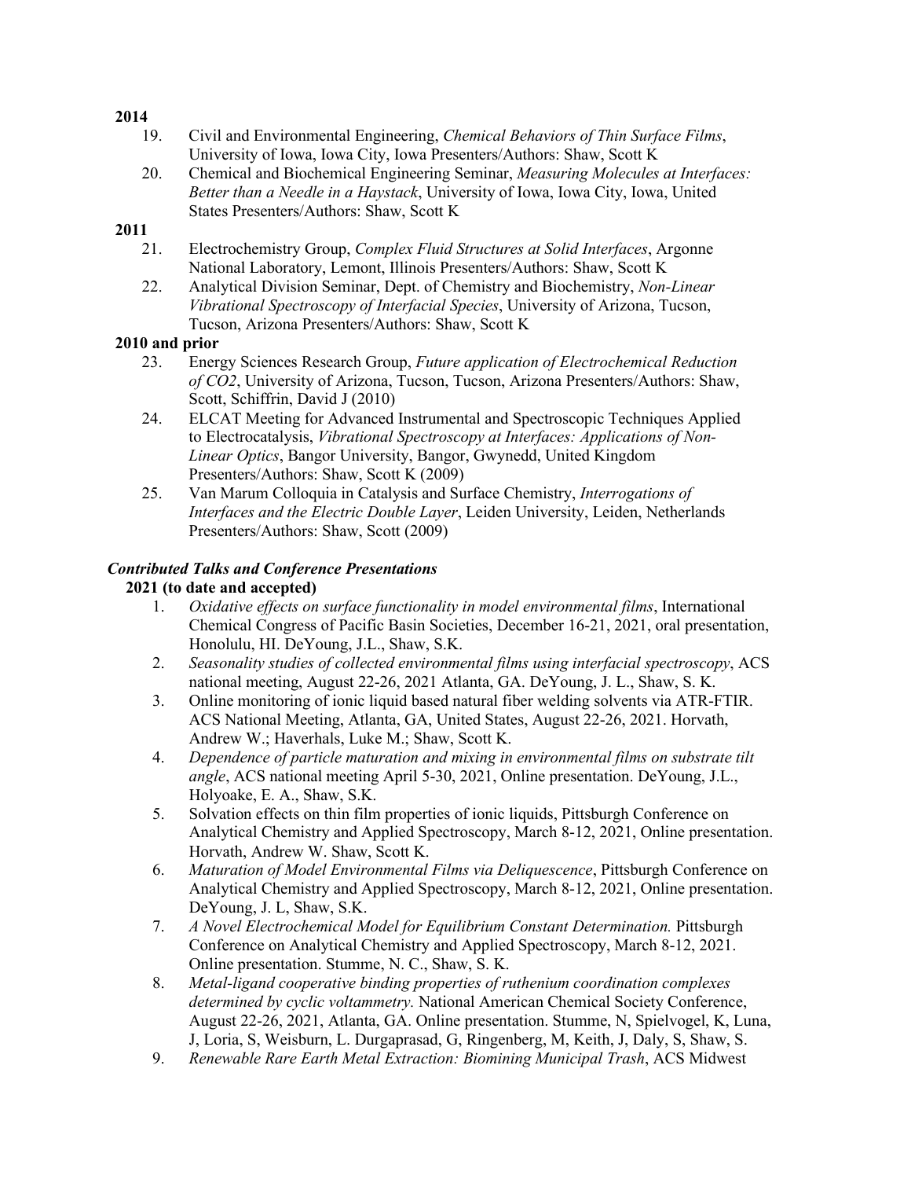**2014**

19. Civil and Environmental Engineering, *Chemical Behaviors of Thin Surface Films*, University of Iowa, Iowa City, Iowa Presenters/Authors: Shaw, Scott K
20. Chemical and Biochemical Engineering Seminar, *Measuring Molecules at Interfaces: Better than a Needle in a Haystack*, University of Iowa, Iowa City, Iowa, United States Presenters/Authors: Shaw, Scott K

**2011**

21. Electrochemistry Group, *Complex Fluid Structures at Solid Interfaces*, Argonne National Laboratory, Lemont, Illinois Presenters/Authors: Shaw, Scott K
22. Analytical Division Seminar, Dept. of Chemistry and Biochemistry, *Non-Linear Vibrational Spectroscopy of Interfacial Species*, University of Arizona, Tucson, Tucson, Arizona Presenters/Authors: Shaw, Scott K

**2010 and prior**

23. Energy Sciences Research Group, *Future application of Electrochemical Reduction of CO2*, University of Arizona, Tucson, Tucson, Arizona Presenters/Authors: Shaw, Scott, Schiffrin, David J (2010)
24. ELCAT Meeting for Advanced Instrumental and Spectroscopic Techniques Applied to Electrocatalysis, *Vibrational Spectroscopy at Interfaces: Applications of Non-Linear Optics*, Bangor University, Bangor, Gwynedd, United Kingdom Presenters/Authors: Shaw, Scott K (2009)
25. Van Marum Colloquia in Catalysis and Surface Chemistry, *Interrogations of Interfaces and the Electric Double Layer*, Leiden University, Leiden, Netherlands Presenters/Authors: Shaw, Scott (2009)

***Contributed Talks and Conference Presentations***

**2021 (to date and accepted)**

1. *Oxidative effects on surface functionality in model environmental films*, International Chemical Congress of Pacific Basin Societies, December 16-21, 2021, oral presentation, Honolulu, HI. DeYoung, J.L., Shaw, S.K.
2. *Seasonality studies of collected environmental films using interfacial spectroscopy*, ACS national meeting, August 22-26, 2021 Atlanta, GA. DeYoung, J. L., Shaw, S. K.
3. Online monitoring of ionic liquid based natural fiber welding solvents via ATR-FTIR. ACS National Meeting, Atlanta, GA, United States, August 22-26, 2021. Horvath, Andrew W.; Haverhals, Luke M.; Shaw, Scott K.
4. *Dependence of particle maturation and mixing in environmental films on substrate tilt angle*, ACS national meeting April 5-30, 2021, Online presentation. DeYoung, J.L., Holyoake, E. A., Shaw, S.K.
5. Solvation effects on thin film properties of ionic liquids, Pittsburgh Conference on Analytical Chemistry and Applied Spectroscopy, March 8-12, 2021, Online presentation. Horvath, Andrew W. Shaw, Scott K.
6. *Maturation of Model Environmental Films via Deliquescence*, Pittsburgh Conference on Analytical Chemistry and Applied Spectroscopy, March 8-12, 2021, Online presentation. DeYoung, J. L, Shaw, S.K.
7. *A Novel Electrochemical Model for Equilibrium Constant Determination.* Pittsburgh Conference on Analytical Chemistry and Applied Spectroscopy, March 8-12, 2021. Online presentation. Stumme, N. C., Shaw, S. K.
8. *Metal-ligand cooperative binding properties of ruthenium coordination complexes determined by cyclic voltammetry.* National American Chemical Society Conference, August 22-26, 2021, Atlanta, GA. Online presentation. Stumme, N, Spielvogel, K, Luna, J, Loria, S, Weisburn, L. Durgaprasad, G, Ringenberg, M, Keith, J, Daly, S, Shaw, S.
9. *Renewable Rare Earth Metal Extraction: Biomining Municipal Trash*, ACS Midwest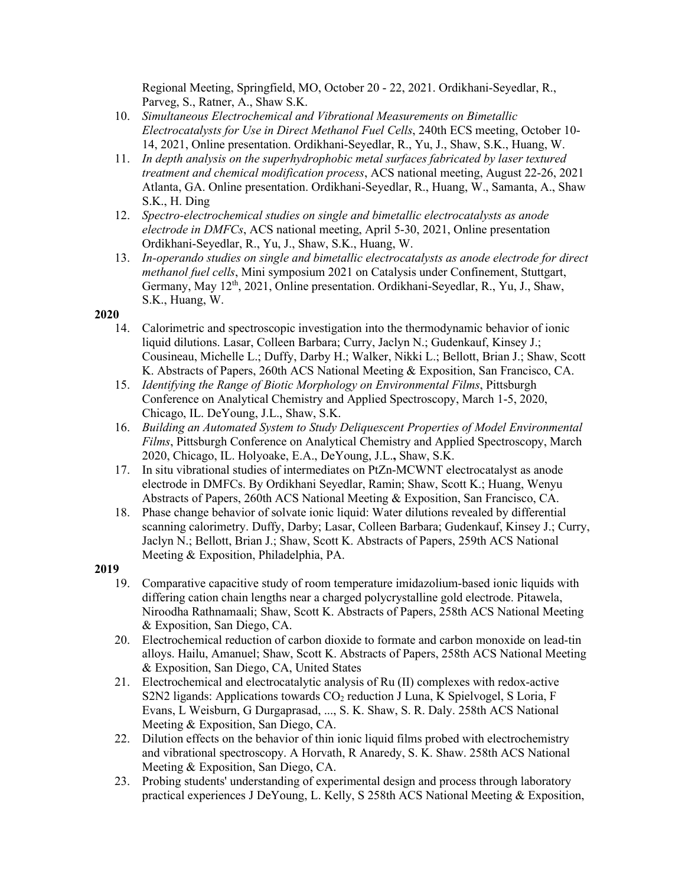Regional Meeting, Springfield, MO, October 20 - 22, 2021. Ordikhani-Seyedlar, R., Parveg, S., Ratner, A., Shaw S.K.

10. *Simultaneous Electrochemical and Vibrational Measurements on Bimetallic Electrocatalysts for Use in Direct Methanol Fuel Cells*, 240th ECS meeting, October 10-14, 2021, Online presentation. Ordikhani-Seyedlar, R., Yu, J., Shaw, S.K., Huang, W.
11. *In depth analysis on the superhydrophobic metal surfaces fabricated by laser textured treatment and chemical modification process*, ACS national meeting, August 22-26, 2021 Atlanta, GA. Online presentation. Ordikhani-Seyedlar, R., Huang, W., Samanta, A., Shaw S.K., H. Ding
12. *Spectro-electrochemical studies on single and bimetallic electrocatalysts as anode electrode in DMFCs*, ACS national meeting, April 5-30, 2021, Online presentation Ordikhani-Seyedlar, R., Yu, J., Shaw, S.K., Huang, W.
13. *In-operando studies on single and bimetallic electrocatalysts as anode electrode for direct methanol fuel cells*, Mini symposium 2021 on Catalysis under Confinement, Stuttgart, Germany, May 12th, 2021, Online presentation. Ordikhani-Seyedlar, R., Yu, J., Shaw, S.K., Huang, W.

**2020**

14. Calorimetric and spectroscopic investigation into the thermodynamic behavior of ionic liquid dilutions. Lasar, Colleen Barbara; Curry, Jaclyn N.; Gudenkauf, Kinsey J.; Cousineau, Michelle L.; Duffy, Darby H.; Walker, Nikki L.; Bellott, Brian J.; Shaw, Scott K. Abstracts of Papers, 260th ACS National Meeting & Exposition, San Francisco, CA.
15. *Identifying the Range of Biotic Morphology on Environmental Films*, Pittsburgh Conference on Analytical Chemistry and Applied Spectroscopy, March 1-5, 2020, Chicago, IL. DeYoung, J.L., Shaw, S.K.
16. *Building an Automated System to Study Deliquescent Properties of Model Environmental Films*, Pittsburgh Conference on Analytical Chemistry and Applied Spectroscopy, March 2020, Chicago, IL. Holyoake, E.A., DeYoung, J.L.**,** Shaw, S.K.
17. In situ vibrational studies of intermediates on PtZn-MCWNT electrocatalyst as anode electrode in DMFCs. By Ordikhani Seyedlar, Ramin; Shaw, Scott K.; Huang, Wenyu Abstracts of Papers, 260th ACS National Meeting & Exposition, San Francisco, CA.
18. Phase change behavior of solvate ionic liquid: Water dilutions revealed by differential scanning calorimetry. Duffy, Darby; Lasar, Colleen Barbara; Gudenkauf, Kinsey J.; Curry, Jaclyn N.; Bellott, Brian J.; Shaw, Scott K. Abstracts of Papers, 259th ACS National Meeting & Exposition, Philadelphia, PA.

**2019**

19. Comparative capacitive study of room temperature imidazolium-based ionic liquids with differing cation chain lengths near a charged polycrystalline gold electrode. Pitawela, Niroodha Rathnamaali; Shaw, Scott K. Abstracts of Papers, 258th ACS National Meeting & Exposition, San Diego, CA.
20. Electrochemical reduction of carbon dioxide to formate and carbon monoxide on lead-tin alloys. Hailu, Amanuel; Shaw, Scott K. Abstracts of Papers, 258th ACS National Meeting & Exposition, San Diego, CA, United States
21. Electrochemical and electrocatalytic analysis of Ru (II) complexes with redox-active S2N2 ligands: Applications towards $CO_2$ reduction J Luna, K Spielvogel, S Loria, F Evans, L Weisburn, G Durgaprasad, ..., S. K. Shaw, S. R. Daly. 258th ACS National Meeting & Exposition, San Diego, CA.
22. Dilution effects on the behavior of thin ionic liquid films probed with electrochemistry and vibrational spectroscopy. A Horvath, R Anaredy, S. K. Shaw. 258th ACS National Meeting & Exposition, San Diego, CA.
23. Probing students' understanding of experimental design and process through laboratory practical experiences J DeYoung, L. Kelly, S 258th ACS National Meeting & Exposition,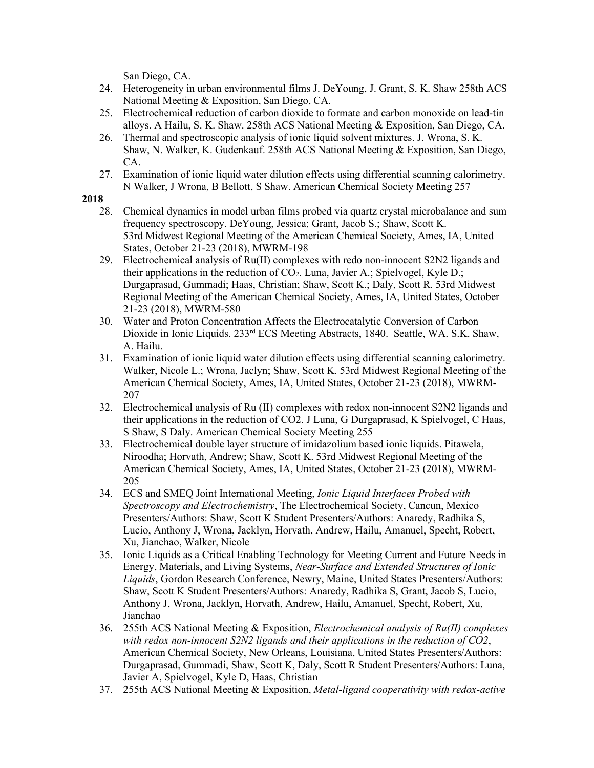San Diego, CA.

24. Heterogeneity in urban environmental films J. DeYoung, J. Grant, S. K. Shaw 258th ACS National Meeting & Exposition, San Diego, CA.
25. Electrochemical reduction of carbon dioxide to formate and carbon monoxide on lead-tin alloys. A Hailu, S. K. Shaw. 258th ACS National Meeting & Exposition, San Diego, CA.
26. Thermal and spectroscopic analysis of ionic liquid solvent mixtures. J. Wrona, S. K. Shaw, N. Walker, K. Gudenkauf. 258th ACS National Meeting & Exposition, San Diego, CA.
27. Examination of ionic liquid water dilution effects using differential scanning calorimetry. N Walker, J Wrona, B Bellott, S Shaw. American Chemical Society Meeting 257

**2018**

28. Chemical dynamics in model urban films probed via quartz crystal microbalance and sum frequency spectroscopy. DeYoung, Jessica; Grant, Jacob S.; Shaw, Scott K. 53rd Midwest Regional Meeting of the American Chemical Society, Ames, IA, United States, October 21-23 (2018), MWRM-198
29. Electrochemical analysis of Ru(II) complexes with redo non-innocent S2N2 ligands and their applications in the reduction of $CO_2$. Luna, Javier A.; Spielvogel, Kyle D.; Durgaprasad, Gummadi; Haas, Christian; Shaw, Scott K.; Daly, Scott R. 53rd Midwest Regional Meeting of the American Chemical Society, Ames, IA, United States, October 21-23 (2018), MWRM-580
30. Water and Proton Concentration Affects the Electrocatalytic Conversion of Carbon Dioxide in Ionic Liquids. 233rd ECS Meeting Abstracts, 1840. Seattle, WA. S.K. Shaw, A. Hailu.
31. Examination of ionic liquid water dilution effects using differential scanning calorimetry. Walker, Nicole L.; Wrona, Jaclyn; Shaw, Scott K. 53rd Midwest Regional Meeting of the American Chemical Society, Ames, IA, United States, October 21-23 (2018), MWRM-207
32. Electrochemical analysis of Ru (II) complexes with redox non-innocent S2N2 ligands and their applications in the reduction of CO2. J Luna, G Durgaprasad, K Spielvogel, C Haas, S Shaw, S Daly. American Chemical Society Meeting 255
33. Electrochemical double layer structure of imidazolium based ionic liquids. Pitawela, Niroodha; Horvath, Andrew; Shaw, Scott K. 53rd Midwest Regional Meeting of the American Chemical Society, Ames, IA, United States, October 21-23 (2018), MWRM-205
34. ECS and SMEQ Joint International Meeting, *Ionic Liquid Interfaces Probed with Spectroscopy and Electrochemistry*, The Electrochemical Society, Cancun, Mexico Presenters/Authors: Shaw, Scott K Student Presenters/Authors: Anaredy, Radhika S, Lucio, Anthony J, Wrona, Jacklyn, Horvath, Andrew, Hailu, Amanuel, Specht, Robert, Xu, Jianchao, Walker, Nicole
35. Ionic Liquids as a Critical Enabling Technology for Meeting Current and Future Needs in Energy, Materials, and Living Systems, *Near-Surface and Extended Structures of Ionic Liquids*, Gordon Research Conference, Newry, Maine, United States Presenters/Authors: Shaw, Scott K Student Presenters/Authors: Anaredy, Radhika S, Grant, Jacob S, Lucio, Anthony J, Wrona, Jacklyn, Horvath, Andrew, Hailu, Amanuel, Specht, Robert, Xu, Jianchao
36. 255th ACS National Meeting & Exposition, *Electrochemical analysis of Ru(II) complexes with redox non-innocent S2N2 ligands and their applications in the reduction of CO2*, American Chemical Society, New Orleans, Louisiana, United States Presenters/Authors: Durgaprasad, Gummadi, Shaw, Scott K, Daly, Scott R Student Presenters/Authors: Luna, Javier A, Spielvogel, Kyle D, Haas, Christian
37. 255th ACS National Meeting & Exposition, *Metal-ligand cooperativity with redox-active*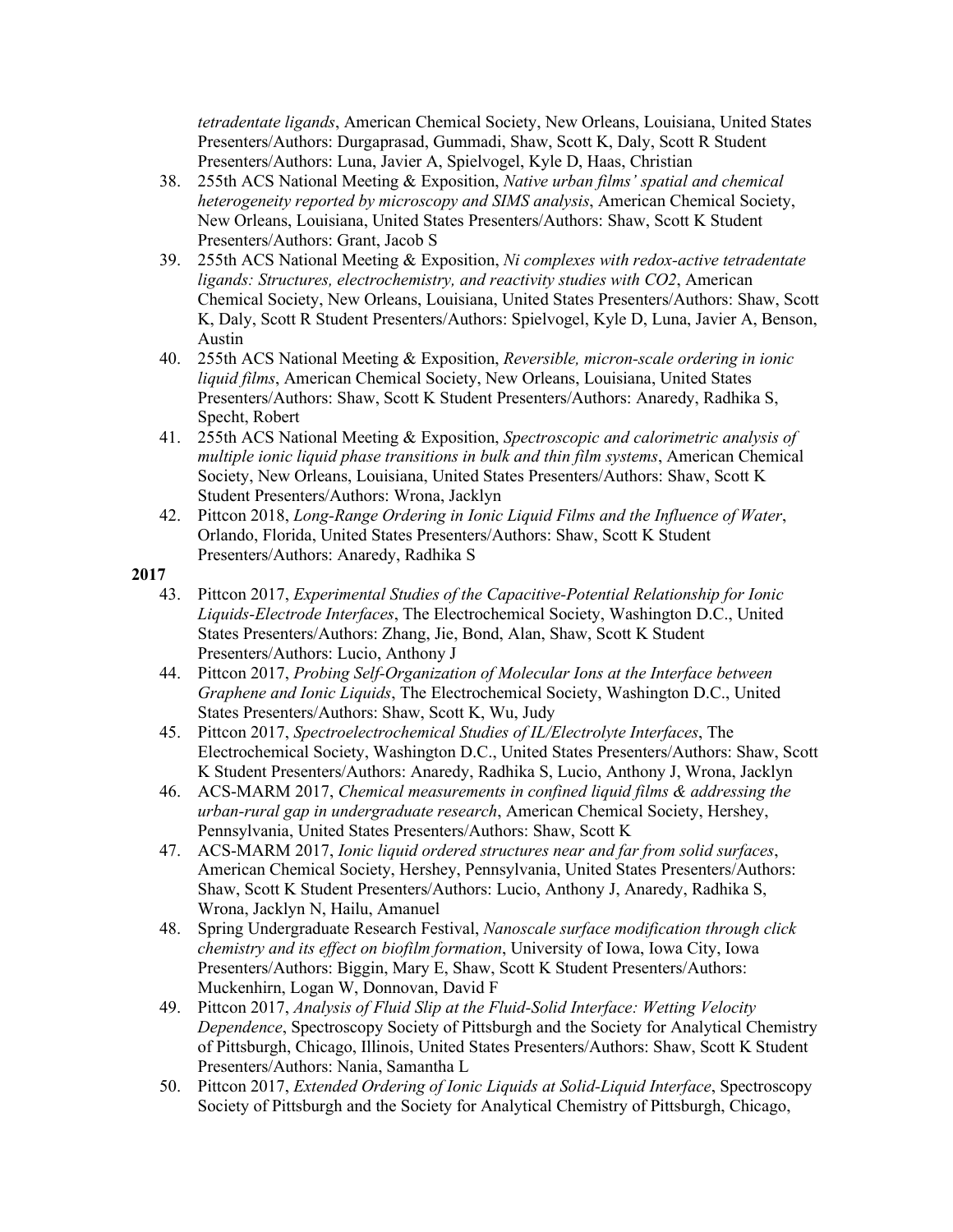*tetradentate ligands*, American Chemical Society, New Orleans, Louisiana, United States Presenters/Authors: Durgaprasad, Gummadi, Shaw, Scott K, Daly, Scott R Student Presenters/Authors: Luna, Javier A, Spielvogel, Kyle D, Haas, Christian

38. 255th ACS National Meeting & Exposition, *Native urban films' spatial and chemical heterogeneity reported by microscopy and SIMS analysis*, American Chemical Society, New Orleans, Louisiana, United States Presenters/Authors: Shaw, Scott K Student Presenters/Authors: Grant, Jacob S
39. 255th ACS National Meeting & Exposition, *Ni complexes with redox-active tetradentate ligands: Structures, electrochemistry, and reactivity studies with CO2*, American Chemical Society, New Orleans, Louisiana, United States Presenters/Authors: Shaw, Scott K, Daly, Scott R Student Presenters/Authors: Spielvogel, Kyle D, Luna, Javier A, Benson, Austin
40. 255th ACS National Meeting & Exposition, *Reversible, micron-scale ordering in ionic liquid films*, American Chemical Society, New Orleans, Louisiana, United States Presenters/Authors: Shaw, Scott K Student Presenters/Authors: Anaredy, Radhika S, Specht, Robert
41. 255th ACS National Meeting & Exposition, *Spectroscopic and calorimetric analysis of multiple ionic liquid phase transitions in bulk and thin film systems*, American Chemical Society, New Orleans, Louisiana, United States Presenters/Authors: Shaw, Scott K Student Presenters/Authors: Wrona, Jacklyn
42. Pittcon 2018, *Long-Range Ordering in Ionic Liquid Films and the Influence of Water*, Orlando, Florida, United States Presenters/Authors: Shaw, Scott K Student Presenters/Authors: Anaredy, Radhika S

**2017**

43. Pittcon 2017, *Experimental Studies of the Capacitive-Potential Relationship for Ionic Liquids-Electrode Interfaces*, The Electrochemical Society, Washington D.C., United States Presenters/Authors: Zhang, Jie, Bond, Alan, Shaw, Scott K Student Presenters/Authors: Lucio, Anthony J
44. Pittcon 2017, *Probing Self-Organization of Molecular Ions at the Interface between Graphene and Ionic Liquids*, The Electrochemical Society, Washington D.C., United States Presenters/Authors: Shaw, Scott K, Wu, Judy
45. Pittcon 2017, *Spectroelectrochemical Studies of IL/Electrolyte Interfaces*, The Electrochemical Society, Washington D.C., United States Presenters/Authors: Shaw, Scott K Student Presenters/Authors: Anaredy, Radhika S, Lucio, Anthony J, Wrona, Jacklyn
46. ACS-MARM 2017, *Chemical measurements in confined liquid films & addressing the urban-rural gap in undergraduate research*, American Chemical Society, Hershey, Pennsylvania, United States Presenters/Authors: Shaw, Scott K
47. ACS-MARM 2017, *Ionic liquid ordered structures near and far from solid surfaces*, American Chemical Society, Hershey, Pennsylvania, United States Presenters/Authors: Shaw, Scott K Student Presenters/Authors: Lucio, Anthony J, Anaredy, Radhika S, Wrona, Jacklyn N, Hailu, Amanuel
48. Spring Undergraduate Research Festival, *Nanoscale surface modification through click chemistry and its effect on biofilm formation*, University of Iowa, Iowa City, Iowa Presenters/Authors: Biggin, Mary E, Shaw, Scott K Student Presenters/Authors: Muckenhirn, Logan W, Donnovan, David F
49. Pittcon 2017, *Analysis of Fluid Slip at the Fluid-Solid Interface: Wetting Velocity Dependence*, Spectroscopy Society of Pittsburgh and the Society for Analytical Chemistry of Pittsburgh, Chicago, Illinois, United States Presenters/Authors: Shaw, Scott K Student Presenters/Authors: Nania, Samantha L
50. Pittcon 2017, *Extended Ordering of Ionic Liquids at Solid-Liquid Interface*, Spectroscopy Society of Pittsburgh and the Society for Analytical Chemistry of Pittsburgh, Chicago,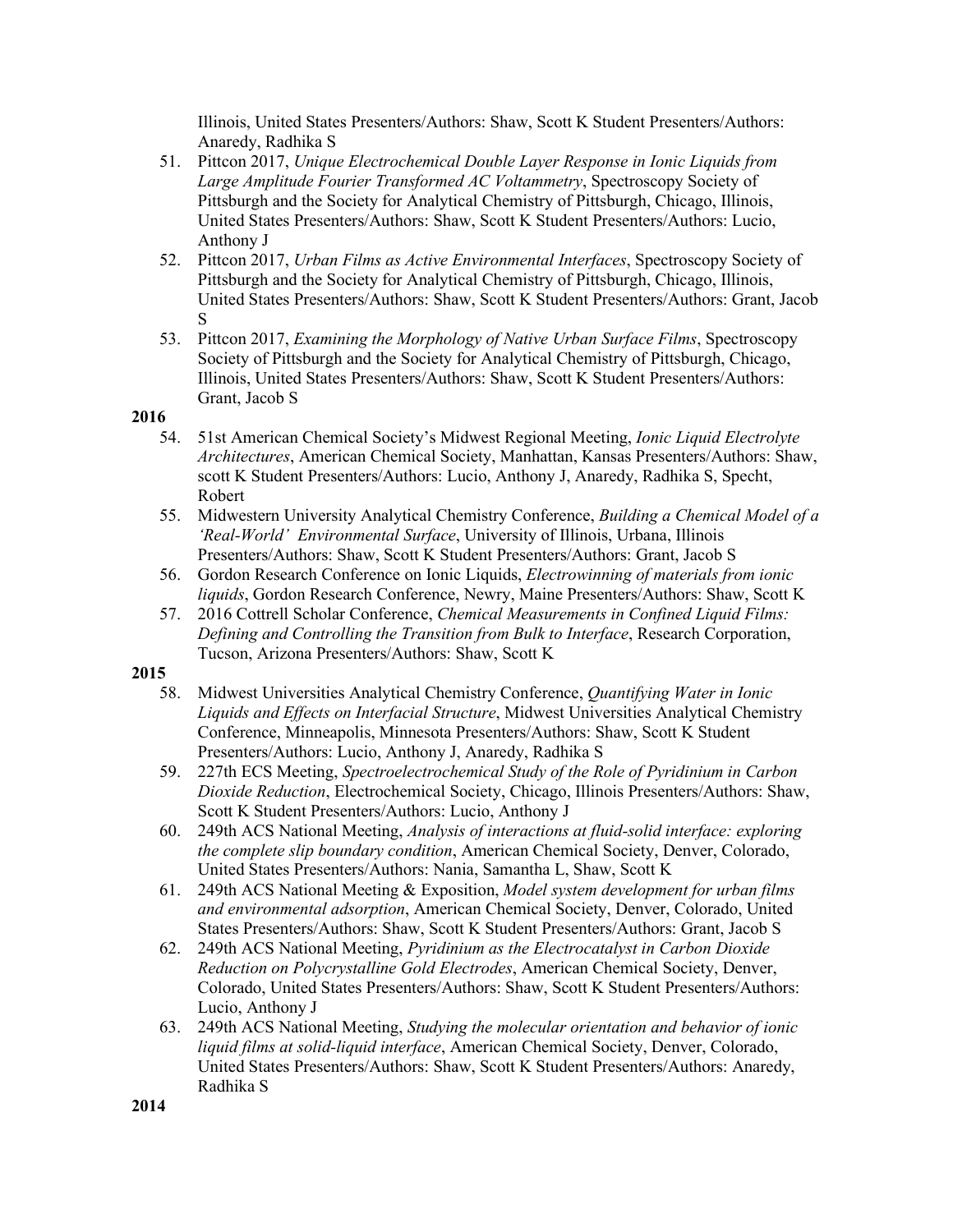Illinois, United States Presenters/Authors: Shaw, Scott K Student Presenters/Authors: Anaredy, Radhika S

51. Pittcon 2017, *Unique Electrochemical Double Layer Response in Ionic Liquids from Large Amplitude Fourier Transformed AC Voltammetry*, Spectroscopy Society of Pittsburgh and the Society for Analytical Chemistry of Pittsburgh, Chicago, Illinois, United States Presenters/Authors: Shaw, Scott K Student Presenters/Authors: Lucio, Anthony J
52. Pittcon 2017, *Urban Films as Active Environmental Interfaces*, Spectroscopy Society of Pittsburgh and the Society for Analytical Chemistry of Pittsburgh, Chicago, Illinois, United States Presenters/Authors: Shaw, Scott K Student Presenters/Authors: Grant, Jacob S
53. Pittcon 2017, *Examining the Morphology of Native Urban Surface Films*, Spectroscopy Society of Pittsburgh and the Society for Analytical Chemistry of Pittsburgh, Chicago, Illinois, United States Presenters/Authors: Shaw, Scott K Student Presenters/Authors: Grant, Jacob S

**2016**

54. 51st American Chemical Society's Midwest Regional Meeting, *Ionic Liquid Electrolyte Architectures*, American Chemical Society, Manhattan, Kansas Presenters/Authors: Shaw, scott K Student Presenters/Authors: Lucio, Anthony J, Anaredy, Radhika S, Specht, Robert
55. Midwestern University Analytical Chemistry Conference, *Building a Chemical Model of a 'Real-World' Environmental Surface*, University of Illinois, Urbana, Illinois Presenters/Authors: Shaw, Scott K Student Presenters/Authors: Grant, Jacob S
56. Gordon Research Conference on Ionic Liquids, *Electrowinning of materials from ionic liquids*, Gordon Research Conference, Newry, Maine Presenters/Authors: Shaw, Scott K
57. 2016 Cottrell Scholar Conference, *Chemical Measurements in Confined Liquid Films: Defining and Controlling the Transition from Bulk to Interface*, Research Corporation, Tucson, Arizona Presenters/Authors: Shaw, Scott K

**2015**

58. Midwest Universities Analytical Chemistry Conference, *Quantifying Water in Ionic Liquids and Effects on Interfacial Structure*, Midwest Universities Analytical Chemistry Conference, Minneapolis, Minnesota Presenters/Authors: Shaw, Scott K Student Presenters/Authors: Lucio, Anthony J, Anaredy, Radhika S
59. 227th ECS Meeting, *Spectroelectrochemical Study of the Role of Pyridinium in Carbon Dioxide Reduction*, Electrochemical Society, Chicago, Illinois Presenters/Authors: Shaw, Scott K Student Presenters/Authors: Lucio, Anthony J
60. 249th ACS National Meeting, *Analysis of interactions at fluid-solid interface: exploring the complete slip boundary condition*, American Chemical Society, Denver, Colorado, United States Presenters/Authors: Nania, Samantha L, Shaw, Scott K
61. 249th ACS National Meeting & Exposition, *Model system development for urban films and environmental adsorption*, American Chemical Society, Denver, Colorado, United States Presenters/Authors: Shaw, Scott K Student Presenters/Authors: Grant, Jacob S
62. 249th ACS National Meeting, *Pyridinium as the Electrocatalyst in Carbon Dioxide Reduction on Polycrystalline Gold Electrodes*, American Chemical Society, Denver, Colorado, United States Presenters/Authors: Shaw, Scott K Student Presenters/Authors: Lucio, Anthony J
63. 249th ACS National Meeting, *Studying the molecular orientation and behavior of ionic liquid films at solid-liquid interface*, American Chemical Society, Denver, Colorado, United States Presenters/Authors: Shaw, Scott K Student Presenters/Authors: Anaredy, Radhika S

**2014**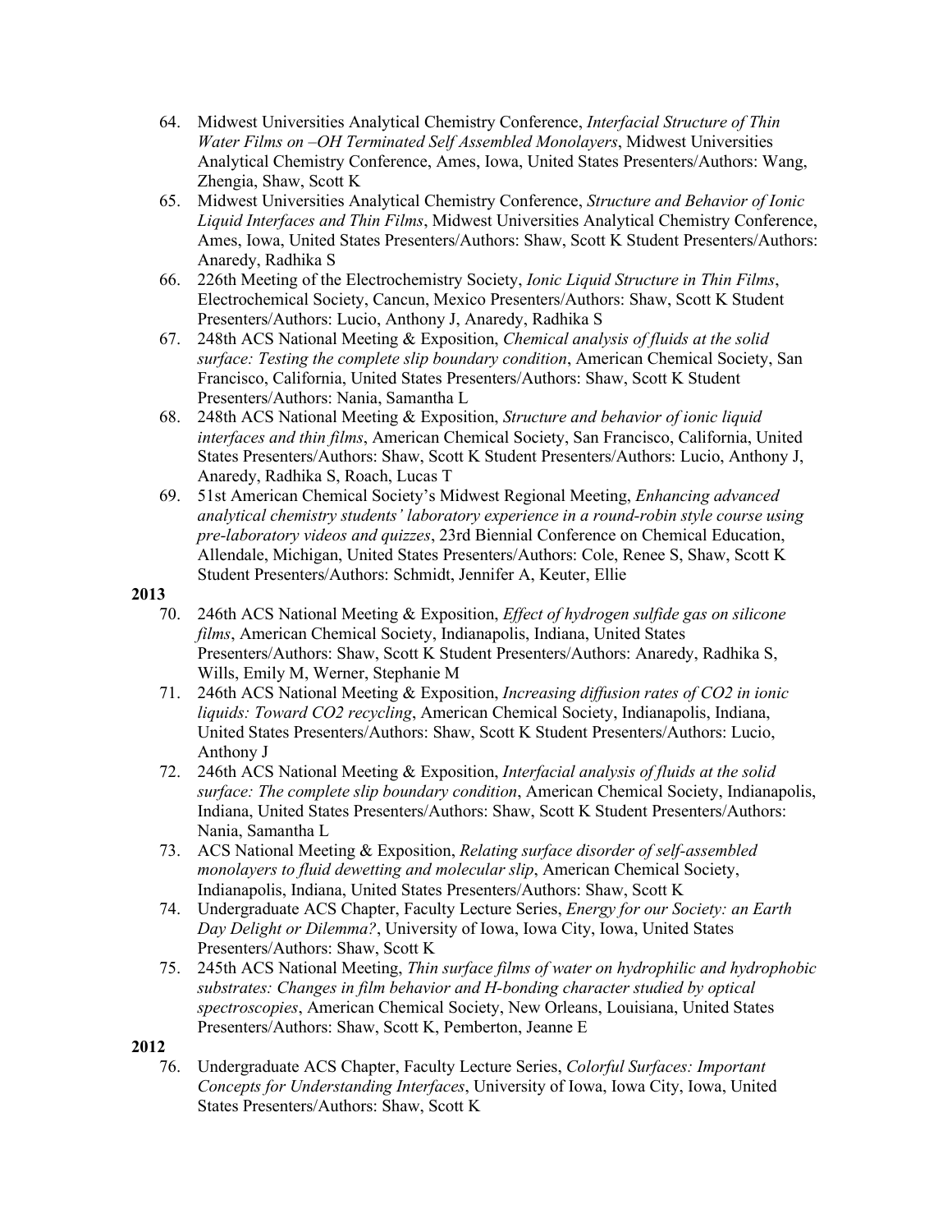64. Midwest Universities Analytical Chemistry Conference, *Interfacial Structure of Thin Water Films on –OH Terminated Self Assembled Monolayers*, Midwest Universities Analytical Chemistry Conference, Ames, Iowa, United States Presenters/Authors: Wang, Zhengia, Shaw, Scott K
65. Midwest Universities Analytical Chemistry Conference, *Structure and Behavior of Ionic Liquid Interfaces and Thin Films*, Midwest Universities Analytical Chemistry Conference, Ames, Iowa, United States Presenters/Authors: Shaw, Scott K Student Presenters/Authors: Anaredy, Radhika S
66. 226th Meeting of the Electrochemistry Society, *Ionic Liquid Structure in Thin Films*, Electrochemical Society, Cancun, Mexico Presenters/Authors: Shaw, Scott K Student Presenters/Authors: Lucio, Anthony J, Anaredy, Radhika S
67. 248th ACS National Meeting & Exposition, *Chemical analysis of fluids at the solid surface: Testing the complete slip boundary condition*, American Chemical Society, San Francisco, California, United States Presenters/Authors: Shaw, Scott K Student Presenters/Authors: Nania, Samantha L
68. 248th ACS National Meeting & Exposition, *Structure and behavior of ionic liquid interfaces and thin films*, American Chemical Society, San Francisco, California, United States Presenters/Authors: Shaw, Scott K Student Presenters/Authors: Lucio, Anthony J, Anaredy, Radhika S, Roach, Lucas T
69. 51st American Chemical Society's Midwest Regional Meeting, *Enhancing advanced analytical chemistry students' laboratory experience in a round-robin style course using pre-laboratory videos and quizzes*, 23rd Biennial Conference on Chemical Education, Allendale, Michigan, United States Presenters/Authors: Cole, Renee S, Shaw, Scott K Student Presenters/Authors: Schmidt, Jennifer A, Keuter, Ellie

**2013**

70. 246th ACS National Meeting & Exposition, *Effect of hydrogen sulfide gas on silicone films*, American Chemical Society, Indianapolis, Indiana, United States Presenters/Authors: Shaw, Scott K Student Presenters/Authors: Anaredy, Radhika S, Wills, Emily M, Werner, Stephanie M
71. 246th ACS National Meeting & Exposition, *Increasing diffusion rates of $CO_2$ in ionic liquids: Toward $CO_2$ recycling*, American Chemical Society, Indianapolis, Indiana, United States Presenters/Authors: Shaw, Scott K Student Presenters/Authors: Lucio, Anthony J
72. 246th ACS National Meeting & Exposition, *Interfacial analysis of fluids at the solid surface: The complete slip boundary condition*, American Chemical Society, Indianapolis, Indiana, United States Presenters/Authors: Shaw, Scott K Student Presenters/Authors: Nania, Samantha L
73. ACS National Meeting & Exposition, *Relating surface disorder of self-assembled monolayers to fluid dewetting and molecular slip*, American Chemical Society, Indianapolis, Indiana, United States Presenters/Authors: Shaw, Scott K
74. Undergraduate ACS Chapter, Faculty Lecture Series, *Energy for our Society: an Earth Day Delight or Dilemma?*, University of Iowa, Iowa City, Iowa, United States Presenters/Authors: Shaw, Scott K
75. 245th ACS National Meeting, *Thin surface films of water on hydrophilic and hydrophobic substrates: Changes in film behavior and H-bonding character studied by optical spectroscopies*, American Chemical Society, New Orleans, Louisiana, United States Presenters/Authors: Shaw, Scott K, Pemberton, Jeanne E

**2012**

76. Undergraduate ACS Chapter, Faculty Lecture Series, *Colorful Surfaces: Important Concepts for Understanding Interfaces*, University of Iowa, Iowa City, Iowa, United States Presenters/Authors: Shaw, Scott K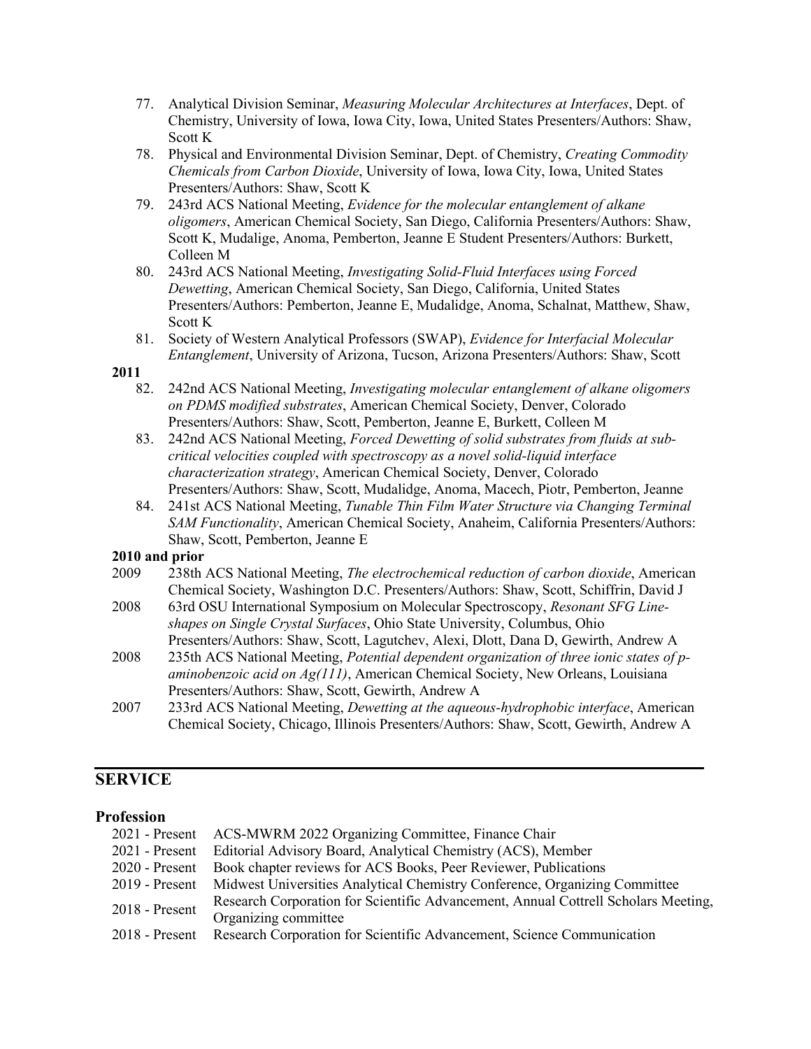77. Analytical Division Seminar, *Measuring Molecular Architectures at Interfaces*, Dept. of Chemistry, University of Iowa, Iowa City, Iowa, United States Presenters/Authors: Shaw, Scott K
78. Physical and Environmental Division Seminar, Dept. of Chemistry, *Creating Commodity Chemicals from Carbon Dioxide*, University of Iowa, Iowa City, Iowa, United States Presenters/Authors: Shaw, Scott K
79. 243rd ACS National Meeting, *Evidence for the molecular entanglement of alkane oligomers*, American Chemical Society, San Diego, California Presenters/Authors: Shaw, Scott K, Mudalige, Anoma, Pemberton, Jeanne E Student Presenters/Authors: Burkett, Colleen M
80. 243rd ACS National Meeting, *Investigating Solid-Fluid Interfaces using Forced Dewetting*, American Chemical Society, San Diego, California, United States Presenters/Authors: Pemberton, Jeanne E, Mudalidge, Anoma, Schalnat, Matthew, Shaw, Scott K
81. Society of Western Analytical Professors (SWAP), *Evidence for Interfacial Molecular Entanglement*, University of Arizona, Tucson, Arizona Presenters/Authors: Shaw, Scott

**2011**

82. 242nd ACS National Meeting, *Investigating molecular entanglement of alkane oligomers on PDMS modified substrates*, American Chemical Society, Denver, Colorado Presenters/Authors: Shaw, Scott, Pemberton, Jeanne E, Burkett, Colleen M
83. 242nd ACS National Meeting, *Forced Dewetting of solid substrates from fluids at sub-critical velocities coupled with spectroscopy as a novel solid-liquid interface characterization strategy*, American Chemical Society, Denver, Colorado Presenters/Authors: Shaw, Scott, Mudalidge, Anoma, Macech, Piotr, Pemberton, Jeanne
84. 241st ACS National Meeting, *Tunable Thin Film Water Structure via Changing Terminal SAM Functionality*, American Chemical Society, Anaheim, California Presenters/Authors: Shaw, Scott, Pemberton, Jeanne E

**2010 and prior**

2009 238th ACS National Meeting, *The electrochemical reduction of carbon dioxide*, American Chemical Society, Washington D.C. Presenters/Authors: Shaw, Scott, Schiffrin, David J

2008 63rd OSU International Symposium on Molecular Spectroscopy, *Resonant SFG Line-shapes on Single Crystal Surfaces*, Ohio State University, Columbus, Ohio Presenters/Authors: Shaw, Scott, Lagutchev, Alexi, Dlott, Dana D, Gewirth, Andrew A

2008 235th ACS National Meeting, *Potential dependent organization of three ionic states of p-aminobenzoic acid on Ag(111)*, American Chemical Society, New Orleans, Louisiana Presenters/Authors: Shaw, Scott, Gewirth, Andrew A

2007 233rd ACS National Meeting, *Dewetting at the aqueous-hydrophobic interface*, American Chemical Society, Chicago, Illinois Presenters/Authors: Shaw, Scott, Gewirth, Andrew A

## SERVICE

### Profession

| | |
|---|---|
| 2021 - Present | ACS-MWRM 2022 Organizing Committee, Finance Chair |
| 2021 - Present | Editorial Advisory Board, Analytical Chemistry (ACS), Member |
| 2020 - Present | Book chapter reviews for ACS Books, Peer Reviewer, Publications |
| 2019 - Present | Midwest Universities Analytical Chemistry Conference, Organizing Committee |
| 2018 - Present | Research Corporation for Scientific Advancement, Annual Cottrell Scholars Meeting, Organizing committee |
| 2018 - Present | Research Corporation for Scientific Advancement, Science Communication |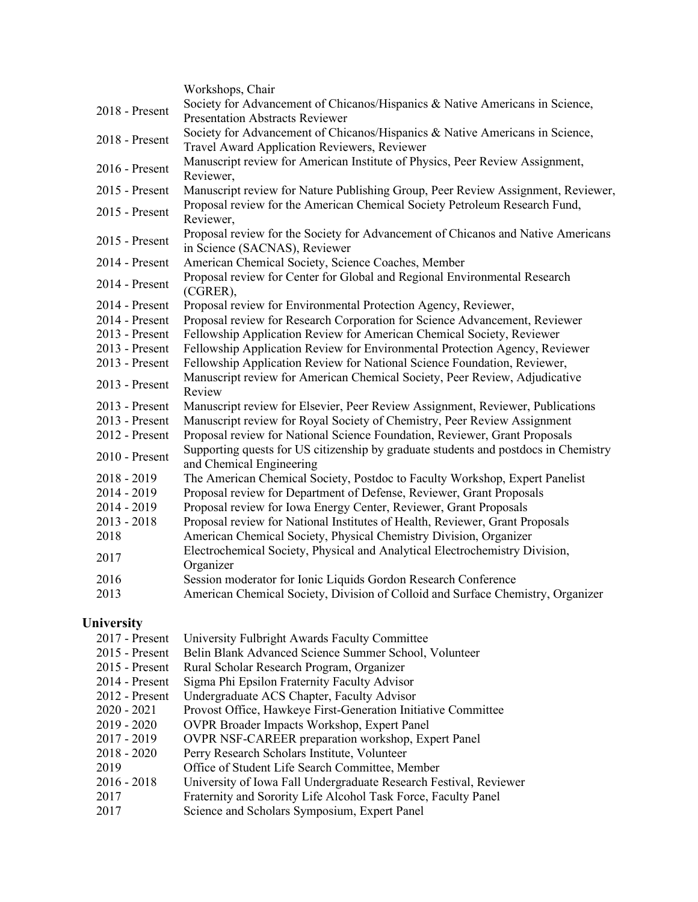| | |
|---|---|
| | Workshops, Chair |
| 2018 - Present | Society for Advancement of Chicanos/Hispanics & Native Americans in Science, Presentation Abstracts Reviewer |
| 2018 - Present | Society for Advancement of Chicanos/Hispanics & Native Americans in Science, Travel Award Application Reviewers, Reviewer |
| 2016 - Present | Manuscript review for American Institute of Physics, Peer Review Assignment, Reviewer, |
| 2015 - Present | Manuscript review for Nature Publishing Group, Peer Review Assignment, Reviewer, |
| 2015 - Present | Proposal review for the American Chemical Society Petroleum Research Fund, Reviewer, |
| 2015 - Present | Proposal review for the Society for Advancement of Chicanos and Native Americans in Science (SACNAS), Reviewer |
| 2014 - Present | American Chemical Society, Science Coaches, Member |
| 2014 - Present | Proposal review for Center for Global and Regional Environmental Research (CGRER), |
| 2014 - Present | Proposal review for Environmental Protection Agency, Reviewer, |
| 2014 - Present | Proposal review for Research Corporation for Science Advancement, Reviewer |
| 2013 - Present | Fellowship Application Review for American Chemical Society, Reviewer |
| 2013 - Present | Fellowship Application Review for Environmental Protection Agency, Reviewer |
| 2013 - Present | Fellowship Application Review for National Science Foundation, Reviewer, |
| 2013 - Present | Manuscript review for American Chemical Society, Peer Review, Adjudicative Review |
| 2013 - Present | Manuscript review for Elsevier, Peer Review Assignment, Reviewer, Publications |
| 2013 - Present | Manuscript review for Royal Society of Chemistry, Peer Review Assignment |
| 2012 - Present | Proposal review for National Science Foundation, Reviewer, Grant Proposals |
| 2010 - Present | Supporting quests for US citizenship by graduate students and postdocs in Chemistry and Chemical Engineering |
| 2018 - 2019 | The American Chemical Society, Postdoc to Faculty Workshop, Expert Panelist |
| 2014 - 2019 | Proposal review for Department of Defense, Reviewer, Grant Proposals |
| 2014 - 2019 | Proposal review for Iowa Energy Center, Reviewer, Grant Proposals |
| 2013 - 2018 | Proposal review for National Institutes of Health, Reviewer, Grant Proposals |
| 2018 | American Chemical Society, Physical Chemistry Division, Organizer |
| 2017 | Electrochemical Society, Physical and Analytical Electrochemistry Division, Organizer |
| 2016 | Session moderator for Ionic Liquids Gordon Research Conference |
| 2013 | American Chemical Society, Division of Colloid and Surface Chemistry, Organizer |

## University

| | |
|---|---|
| 2017 - Present | University Fulbright Awards Faculty Committee |
| 2015 - Present | Belin Blank Advanced Science Summer School, Volunteer |
| 2015 - Present | Rural Scholar Research Program, Organizer |
| 2014 - Present | Sigma Phi Epsilon Fraternity Faculty Advisor |
| 2012 - Present | Undergraduate ACS Chapter, Faculty Advisor |
| 2020 - 2021 | Provost Office, Hawkeye First-Generation Initiative Committee |
| 2019 - 2020 | OVPR Broader Impacts Workshop, Expert Panel |
| 2017 - 2019 | OVPR NSF-CAREER preparation workshop, Expert Panel |
| 2018 - 2020 | Perry Research Scholars Institute, Volunteer |
| 2019 | Office of Student Life Search Committee, Member |
| 2016 - 2018 | University of Iowa Fall Undergraduate Research Festival, Reviewer |
| 2017 | Fraternity and Sorority Life Alcohol Task Force, Faculty Panel |
| 2017 | Science and Scholars Symposium, Expert Panel |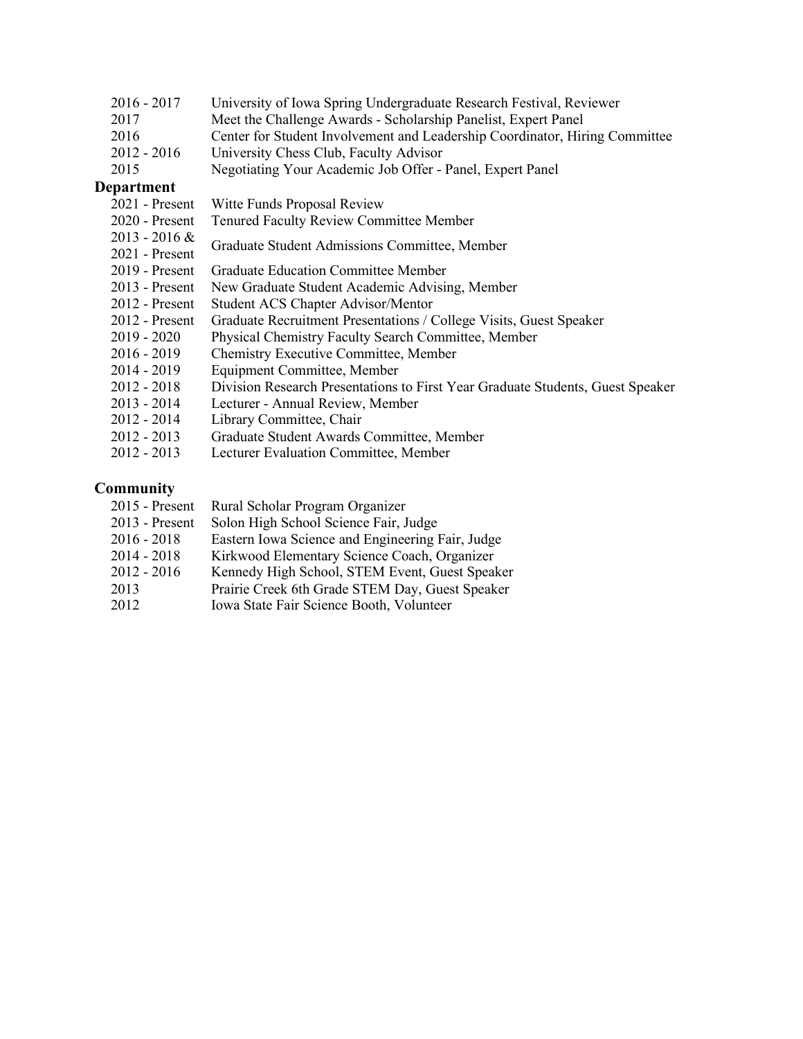| | |
|---|---|
| 2016 - 2017 | University of Iowa Spring Undergraduate Research Festival, Reviewer |
| 2017 | Meet the Challenge Awards - Scholarship Panelist, Expert Panel |
| 2016 | Center for Student Involvement and Leadership Coordinator, Hiring Committee |
| 2012 - 2016 | University Chess Club, Faculty Advisor |
| 2015 | Negotiating Your Academic Job Offer - Panel, Expert Panel |

### Department

| | |
|---|---|
| 2021 - Present | Witte Funds Proposal Review |
| 2020 - Present | Tenured Faculty Review Committee Member |
| 2013 - 2016 & 2021 - Present | Graduate Student Admissions Committee, Member |
| 2019 - Present | Graduate Education Committee Member |
| 2013 - Present | New Graduate Student Academic Advising, Member |
| 2012 - Present | Student ACS Chapter Advisor/Mentor |
| 2012 - Present | Graduate Recruitment Presentations / College Visits, Guest Speaker |
| 2019 - 2020 | Physical Chemistry Faculty Search Committee, Member |
| 2016 - 2019 | Chemistry Executive Committee, Member |
| 2014 - 2019 | Equipment Committee, Member |
| 2012 - 2018 | Division Research Presentations to First Year Graduate Students, Guest Speaker |
| 2013 - 2014 | Lecturer - Annual Review, Member |
| 2012 - 2014 | Library Committee, Chair |
| 2012 - 2013 | Graduate Student Awards Committee, Member |
| 2012 - 2013 | Lecturer Evaluation Committee, Member |

### Community

| | |
|---|---|
| 2015 - Present | Rural Scholar Program Organizer |
| 2013 - Present | Solon High School Science Fair, Judge |
| 2016 - 2018 | Eastern Iowa Science and Engineering Fair, Judge |
| 2014 - 2018 | Kirkwood Elementary Science Coach, Organizer |
| 2012 - 2016 | Kennedy High School, STEM Event, Guest Speaker |
| 2013 | Prairie Creek 6th Grade STEM Day, Guest Speaker |
| 2012 | Iowa State Fair Science Booth, Volunteer |